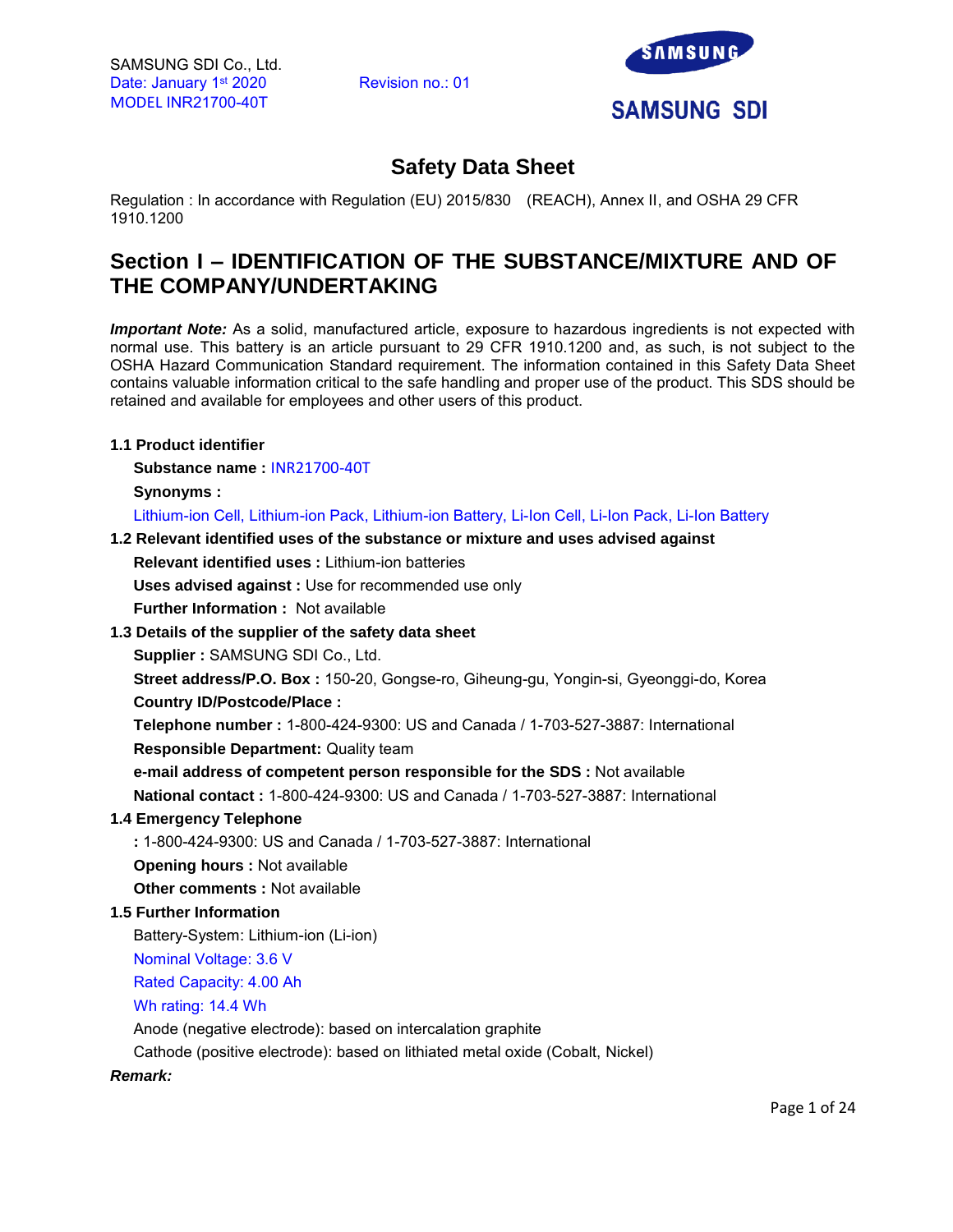SAMSUNG SDI Co., Ltd.
Date: January 1st 2020 Revision no.: 01
MODEL INR21700-40T

SAMSUNG SDI

# Safety Data Sheet

Regulation : In accordance with Regulation (EU) 2015/830 (REACH), Annex II, and OSHA 29 CFR 1910.1200

## Section I – IDENTIFICATION OF THE SUBSTANCE/MIXTURE AND OF THE COMPANY/UNDERTAKING

***Important Note:*** As a solid, manufactured article, exposure to hazardous ingredients is not expected with normal use. This battery is an article pursuant to 29 CFR 1910.1200 and, as such, is not subject to the OSHA Hazard Communication Standard requirement. The information contained in this Safety Data Sheet contains valuable information critical to the safe handling and proper use of the product. This SDS should be retained and available for employees and other users of this product.

**1.1 Product identifier**

**Substance name :** INR21700-40T

**Synonyms :**

Lithium-ion Cell, Lithium-ion Pack, Lithium-ion Battery, Li-Ion Cell, Li-Ion Pack, Li-Ion Battery

**1.2 Relevant identified uses of the substance or mixture and uses advised against**

**Relevant identified uses :** Lithium-ion batteries

**Uses advised against :** Use for recommended use only

**Further Information :** Not available

**1.3 Details of the supplier of the safety data sheet**

**Supplier :** SAMSUNG SDI Co., Ltd.

**Street address/P.O. Box :** 150-20, Gongse-ro, Giheung-gu, Yongin-si, Gyeonggi-do, Korea

**Country ID/Postcode/Place :**

**Telephone number :** 1-800-424-9300: US and Canada / 1-703-527-3887: International

**Responsible Department:** Quality team

**e-mail address of competent person responsible for the SDS :** Not available

**National contact :** 1-800-424-9300: US and Canada / 1-703-527-3887: International

**1.4 Emergency Telephone**

**:** 1-800-424-9300: US and Canada / 1-703-527-3887: International

**Opening hours :** Not available

**Other comments :** Not available

**1.5 Further Information**

Battery-System: Lithium-ion (Li-ion)

Nominal Voltage: 3.6 V

Rated Capacity: 4.00 Ah

Wh rating: 14.4 Wh

Anode (negative electrode): based on intercalation graphite

Cathode (positive electrode): based on lithiated metal oxide (Cobalt, Nickel)

***Remark:***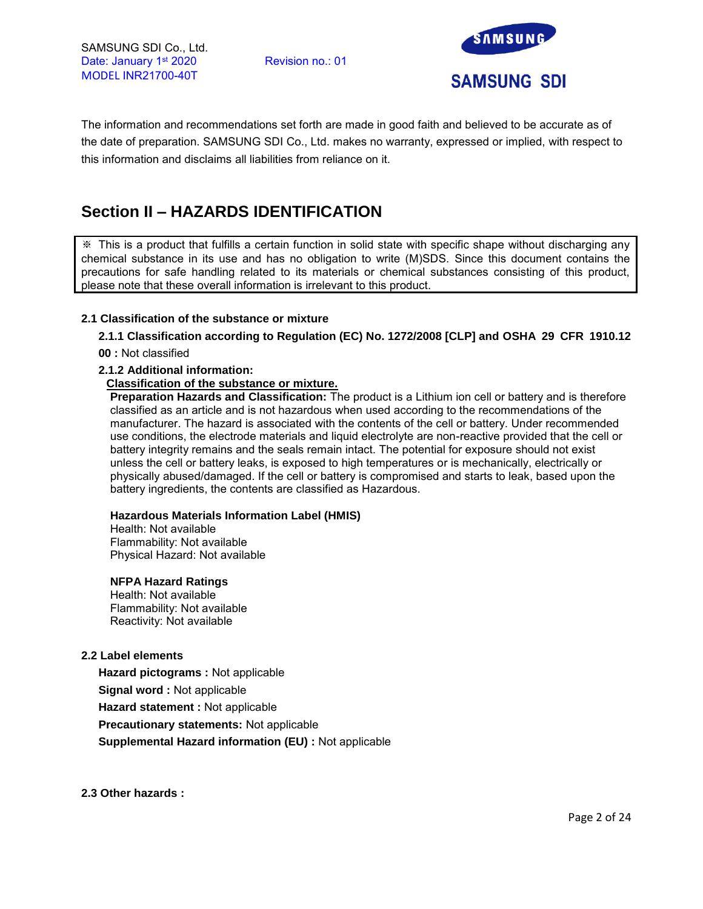The information and recommendations set forth are made in good faith and believed to be accurate as of the date of preparation. SAMSUNG SDI Co., Ltd. makes no warranty, expressed or implied, with respect to this information and disclaims all liabilities from reliance on it.

## Section II – HAZARDS IDENTIFICATION

| ※ This is a product that fulfills a certain function in solid state with specific shape without discharging any chemical substance in its use and has no obligation to write (M)SDS. Since this document contains the precautions for safe handling related to its materials or chemical substances consisting of this product, please note that these overall information is irrelevant to this product. |
|---|

**2.1 Classification of the substance or mixture**

**2.1.1 Classification according to Regulation (EC) No. 1272/2008 [CLP] and OSHA 29 CFR 1910.12**

**00 :** Not classified

**2.1.2 Additional information:**

**Classification of the substance or mixture.**

**Preparation Hazards and Classification:** The product is a Lithium ion cell or battery and is therefore classified as an article and is not hazardous when used according to the recommendations of the manufacturer. The hazard is associated with the contents of the cell or battery. Under recommended use conditions, the electrode materials and liquid electrolyte are non-reactive provided that the cell or battery integrity remains and the seals remain intact. The potential for exposure should not exist unless the cell or battery leaks, is exposed to high temperatures or is mechanically, electrically or physically abused/damaged. If the cell or battery is compromised and starts to leak, based upon the battery ingredients, the contents are classified as Hazardous.

**Hazardous Materials Information Label (HMIS)**
Health: Not available
Flammability: Not available
Physical Hazard: Not available

**NFPA Hazard Ratings**
Health: Not available
Flammability: Not available
Reactivity: Not available

**2.2 Label elements**

**Hazard pictograms :** Not applicable

**Signal word :** Not applicable

**Hazard statement :** Not applicable

**Precautionary statements:** Not applicable

**Supplemental Hazard information (EU) :** Not applicable

**2.3 Other hazards :**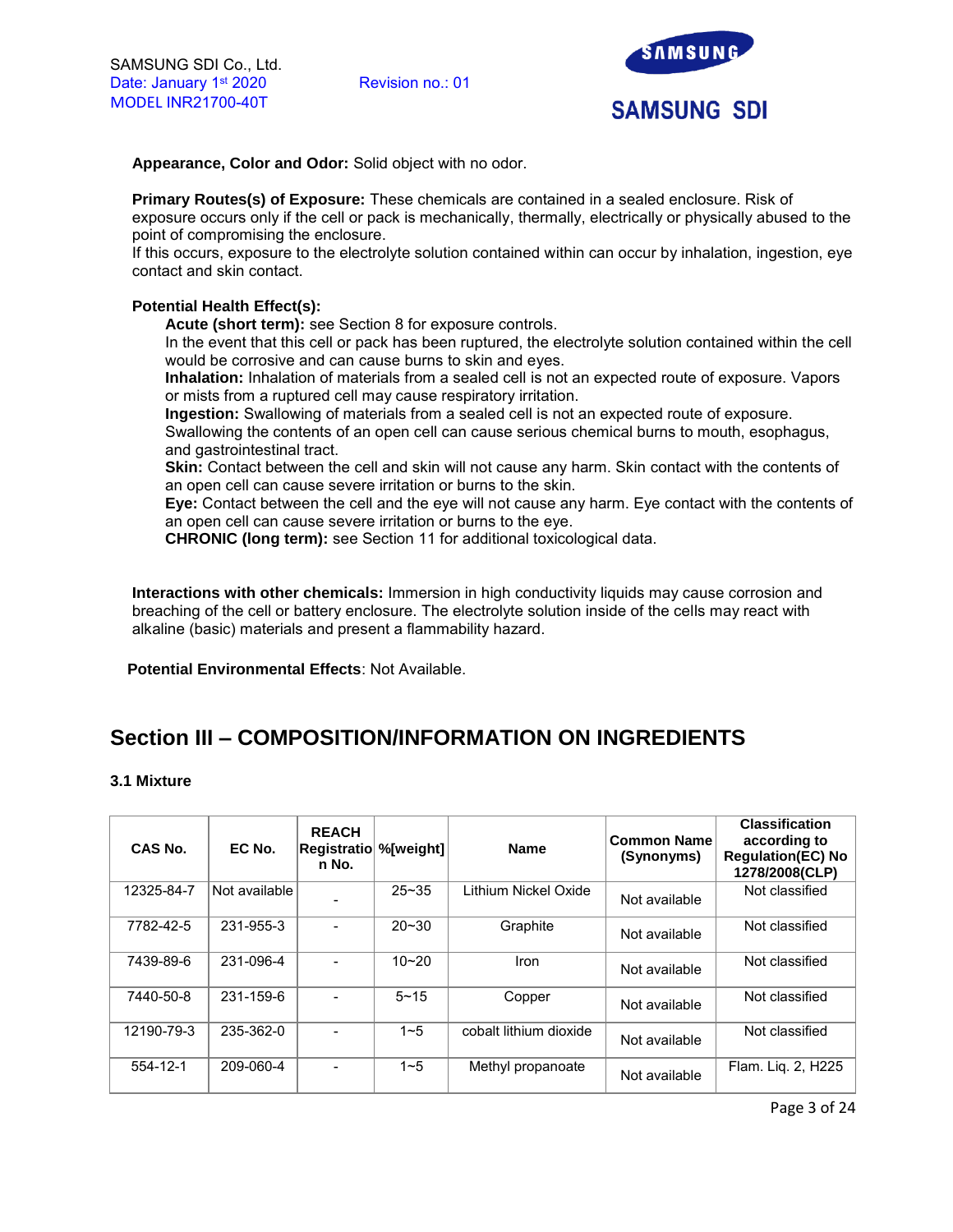**Appearance, Color and Odor:** Solid object with no odor.

**Primary Routes(s) of Exposure:** These chemicals are contained in a sealed enclosure. Risk of exposure occurs only if the cell or pack is mechanically, thermally, electrically or physically abused to the point of compromising the enclosure.
If this occurs, exposure to the electrolyte solution contained within can occur by inhalation, ingestion, eye contact and skin contact.

**Potential Health Effect(s):**

**Acute (short term):** see Section 8 for exposure controls.
In the event that this cell or pack has been ruptured, the electrolyte solution contained within the cell would be corrosive and can cause burns to skin and eyes.
**Inhalation:** Inhalation of materials from a sealed cell is not an expected route of exposure. Vapors or mists from a ruptured cell may cause respiratory irritation.
**Ingestion:** Swallowing of materials from a sealed cell is not an expected route of exposure. Swallowing the contents of an open cell can cause serious chemical burns to mouth, esophagus, and gastrointestinal tract.
**Skin:** Contact between the cell and skin will not cause any harm. Skin contact with the contents of an open cell can cause severe irritation or burns to the skin.
**Eye:** Contact between the cell and the eye will not cause any harm. Eye contact with the contents of an open cell can cause severe irritation or burns to the eye.
**CHRONIC (long term):** see Section 11 for additional toxicological data.

**Interactions with other chemicals:** Immersion in high conductivity liquids may cause corrosion and breaching of the cell or battery enclosure. The electrolyte solution inside of the cells may react with alkaline (basic) materials and present a flammability hazard.

**Potential Environmental Effects**: Not Available.

## Section III – COMPOSITION/INFORMATION ON INGREDIENTS

### 3.1 Mixture

| CAS No. | EC No. | REACH Registration No. | %[weight] | Name | Common Name (Synonyms) | Classification according to Regulation(EC) No 1278/2008(CLP) |
|---|---|---|---|---|---|---|
| 12325-84-7 | Not available | - | 25~35 | Lithium Nickel Oxide | Not available | Not classified |
| 7782-42-5 | 231-955-3 | - | 20~30 | Graphite | Not available | Not classified |
| 7439-89-6 | 231-096-4 | - | 10~20 | Iron | Not available | Not classified |
| 7440-50-8 | 231-159-6 | - | 5~15 | Copper | Not available | Not classified |
| 12190-79-3 | 235-362-0 | - | 1~5 | cobalt lithium dioxide | Not available | Not classified |
| 554-12-1 | 209-060-4 | - | 1~5 | Methyl propanoate | Not available | Flam. Liq. 2, H225 |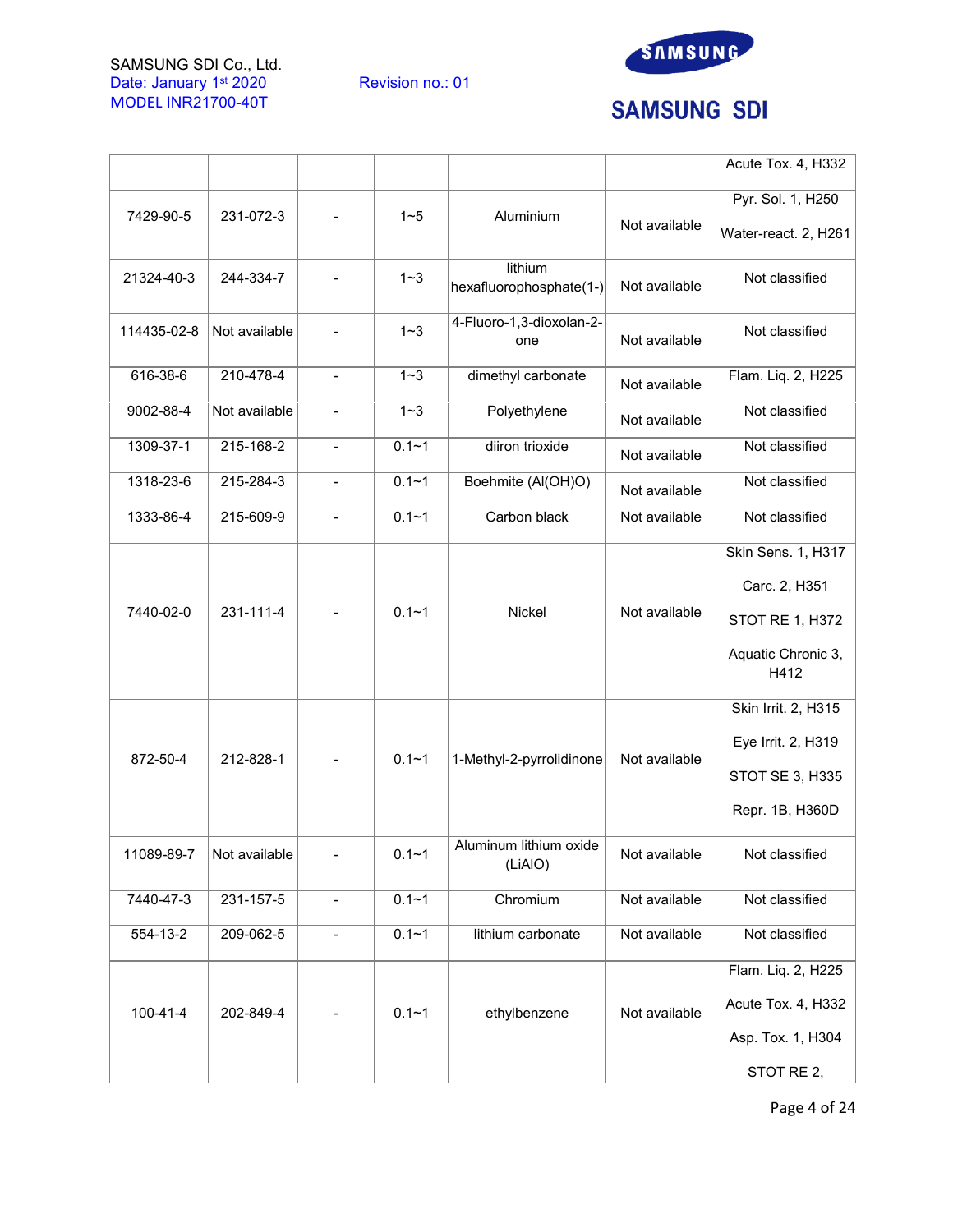| | | | | | | |
|---|---|---|---|---|---|---|
| | | | | | | Acute Tox. 4, H332 |
| 7429-90-5 | 231-072-3 | - | 1~5 | Aluminium | Not available | Pyr. Sol. 1, H250<br>Water-react. 2, H261 |
| 21324-40-3 | 244-334-7 | - | 1~3 | lithium hexafluorophosphate(1-) | Not available | Not classified |
| 114435-02-8 | Not available | - | 1~3 | 4-Fluoro-1,3-dioxolan-2-one | Not available | Not classified |
| 616-38-6 | 210-478-4 | - | 1~3 | dimethyl carbonate | Not available | Flam. Liq. 2, H225 |
| 9002-88-4 | Not available | - | 1~3 | Polyethylene | Not available | Not classified |
| 1309-37-1 | 215-168-2 | - | 0.1~1 | diiron trioxide | Not available | Not classified |
| 1318-23-6 | 215-284-3 | - | 0.1~1 | Boehmite (Al(OH)O) | Not available | Not classified |
| 1333-86-4 | 215-609-9 | - | 0.1~1 | Carbon black | Not available | Not classified |
| 7440-02-0 | 231-111-4 | - | 0.1~1 | Nickel | Not available | Skin Sens. 1, H317<br>Carc. 2, H351<br>STOT RE 1, H372<br>Aquatic Chronic 3, H412 |
| 872-50-4 | 212-828-1 | - | 0.1~1 | 1-Methyl-2-pyrrolidinone | Not available | Skin Irrit. 2, H315<br>Eye Irrit. 2, H319<br>STOT SE 3, H335<br>Repr. 1B, H360D |
| 11089-89-7 | Not available | - | 0.1~1 | Aluminum lithium oxide (LiAlO) | Not available | Not classified |
| 7440-47-3 | 231-157-5 | - | 0.1~1 | Chromium | Not available | Not classified |
| 554-13-2 | 209-062-5 | - | 0.1~1 | lithium carbonate | Not available | Not classified |
| 100-41-4 | 202-849-4 | - | 0.1~1 | ethylbenzene | Not available | Flam. Liq. 2, H225<br>Acute Tox. 4, H332<br>Asp. Tox. 1, H304<br>STOT RE 2, |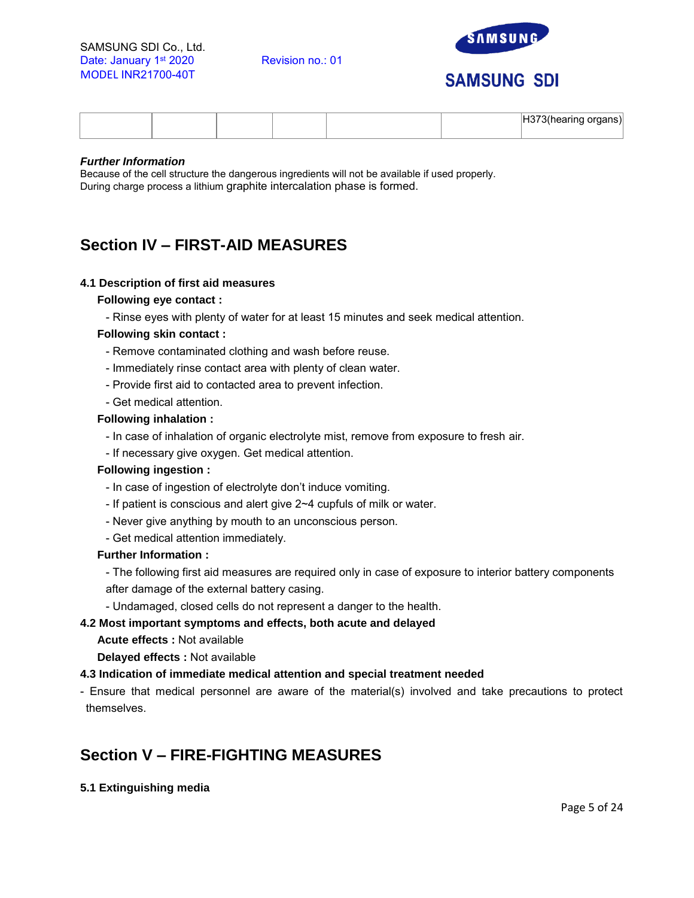| | | | | | | |
|---|---|---|---|---|---|---|
| | | | | | | H373(hearing organs) |

***Further Information***

Because of the cell structure the dangerous ingredients will not be available if used properly.
During charge process a lithium graphite intercalation phase is formed.

## Section IV – FIRST-AID MEASURES

**4.1 Description of first aid measures**

**Following eye contact :**

- Rinse eyes with plenty of water for at least 15 minutes and seek medical attention.

**Following skin contact :**

- Remove contaminated clothing and wash before reuse.
- Immediately rinse contact area with plenty of clean water.
- Provide first aid to contacted area to prevent infection.
- Get medical attention.

**Following inhalation :**

- In case of inhalation of organic electrolyte mist, remove from exposure to fresh air.
- If necessary give oxygen. Get medical attention.

**Following ingestion :**

- In case of ingestion of electrolyte don't induce vomiting.
- If patient is conscious and alert give 2~4 cupfuls of milk or water.
- Never give anything by mouth to an unconscious person.
- Get medical attention immediately.

**Further Information :**

- The following first aid measures are required only in case of exposure to interior battery components after damage of the external battery casing.
- Undamaged, closed cells do not represent a danger to the health.

**4.2 Most important symptoms and effects, both acute and delayed**

**Acute effects :** Not available

**Delayed effects :** Not available

**4.3 Indication of immediate medical attention and special treatment needed**

- Ensure that medical personnel are aware of the material(s) involved and take precautions to protect themselves.

## Section V – FIRE-FIGHTING MEASURES

**5.1 Extinguishing media**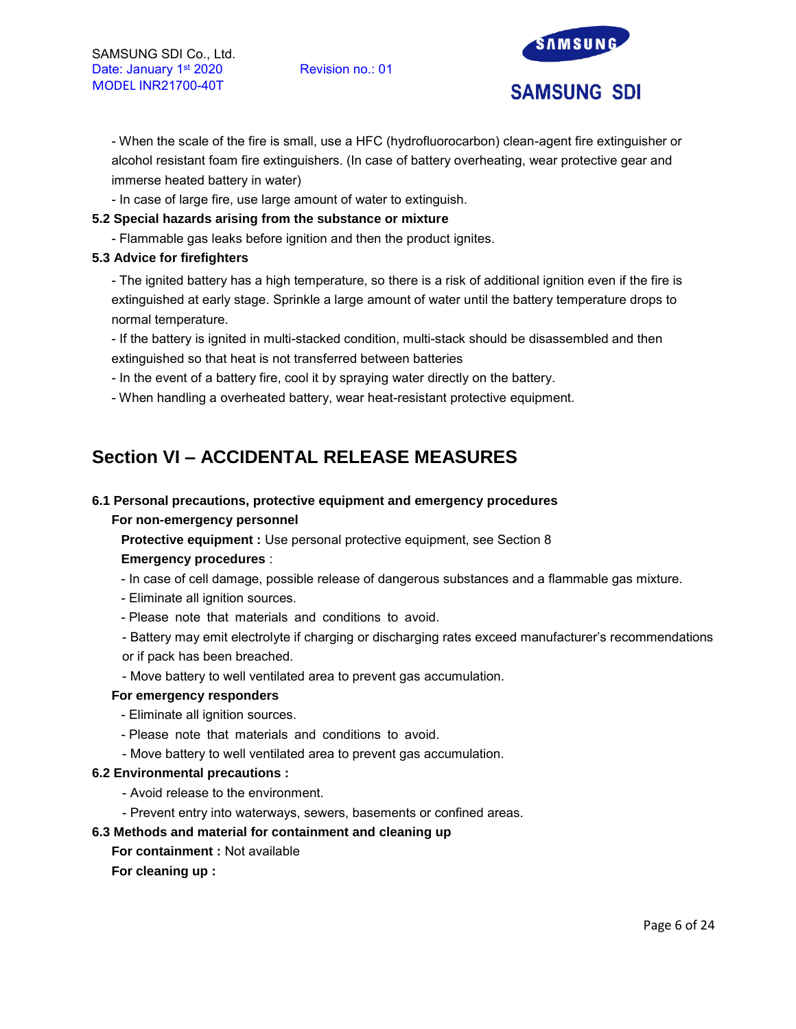- When the scale of the fire is small, use a HFC (hydrofluorocarbon) clean-agent fire extinguisher or alcohol resistant foam fire extinguishers. (In case of battery overheating, wear protective gear and immerse heated battery in water)

- In case of large fire, use large amount of water to extinguish.

**5.2 Special hazards arising from the substance or mixture**

- Flammable gas leaks before ignition and then the product ignites.

**5.3 Advice for firefighters**

- The ignited battery has a high temperature, so there is a risk of additional ignition even if the fire is extinguished at early stage. Sprinkle a large amount of water until the battery temperature drops to normal temperature.

- If the battery is ignited in multi-stacked condition, multi-stack should be disassembled and then extinguished so that heat is not transferred between batteries

- In the event of a battery fire, cool it by spraying water directly on the battery.

- When handling a overheated battery, wear heat-resistant protective equipment.

## Section VI – ACCIDENTAL RELEASE MEASURES

**6.1 Personal precautions, protective equipment and emergency procedures**

**For non-emergency personnel**

**Protective equipment :** Use personal protective equipment, see Section 8

**Emergency procedures** :

- In case of cell damage, possible release of dangerous substances and a flammable gas mixture.
- Eliminate all ignition sources.
- Please note that materials and conditions to avoid.
- Battery may emit electrolyte if charging or discharging rates exceed manufacturer's recommendations or if pack has been breached.
- Move battery to well ventilated area to prevent gas accumulation.

**For emergency responders**

- Eliminate all ignition sources.
- Please note that materials and conditions to avoid.
- Move battery to well ventilated area to prevent gas accumulation.

**6.2 Environmental precautions :**

- Avoid release to the environment.
- Prevent entry into waterways, sewers, basements or confined areas.

**6.3 Methods and material for containment and cleaning up**

**For containment :** Not available

**For cleaning up :**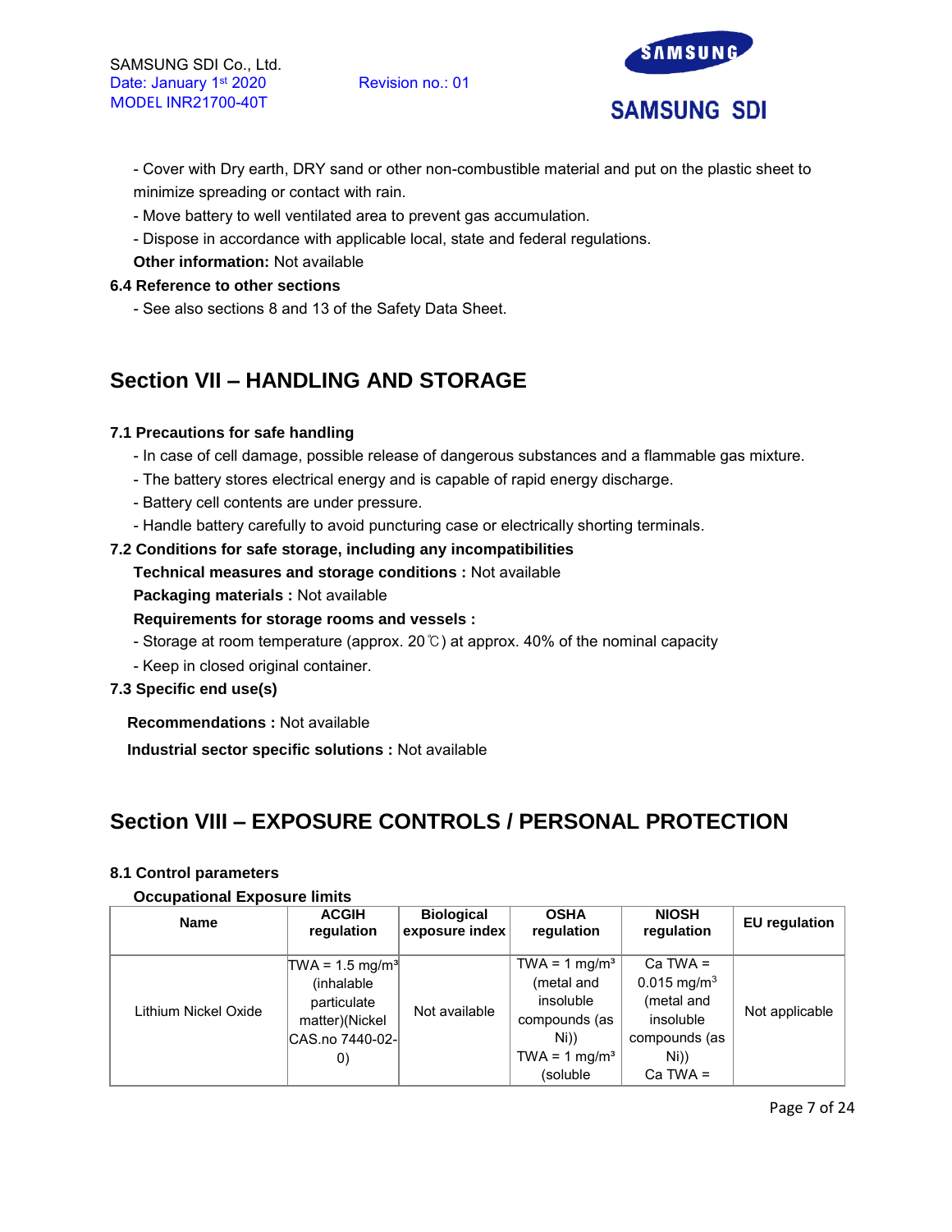- Cover with Dry earth, DRY sand or other non-combustible material and put on the plastic sheet to minimize spreading or contact with rain.
- Move battery to well ventilated area to prevent gas accumulation.
- Dispose in accordance with applicable local, state and federal regulations.

**Other information:** Not available

### 6.4 Reference to other sections

- See also sections 8 and 13 of the Safety Data Sheet.

## Section VII – HANDLING AND STORAGE

### 7.1 Precautions for safe handling

- In case of cell damage, possible release of dangerous substances and a flammable gas mixture.
- The battery stores electrical energy and is capable of rapid energy discharge.
- Battery cell contents are under pressure.
- Handle battery carefully to avoid puncturing case or electrically shorting terminals.

### 7.2 Conditions for safe storage, including any incompatibilities

**Technical measures and storage conditions :** Not available

**Packaging materials :** Not available

**Requirements for storage rooms and vessels :**

- Storage at room temperature (approx. 20℃) at approx. 40% of the nominal capacity
- Keep in closed original container.

### 7.3 Specific end use(s)

**Recommendations :** Not available

**Industrial sector specific solutions :** Not available

## Section VIII – EXPOSURE CONTROLS / PERSONAL PROTECTION

### 8.1 Control parameters

**Occupational Exposure limits**

| Name | ACGIH regulation | Biological exposure index | OSHA regulation | NIOSH regulation | EU regulation |
|---|---|---|---|---|---|
| Lithium Nickel Oxide | TWA = 1.5 mg/m³ (inhalable particulate matter)(Nickel CAS.no 7440-02-0) | Not available | TWA = 1 mg/m³ (metal and insoluble compounds (as Ni)) TWA = 1 mg/m³ (soluble | Ca TWA = 0.015 mg/m³ (metal and insoluble compounds (as Ni)) Ca TWA = | Not applicable |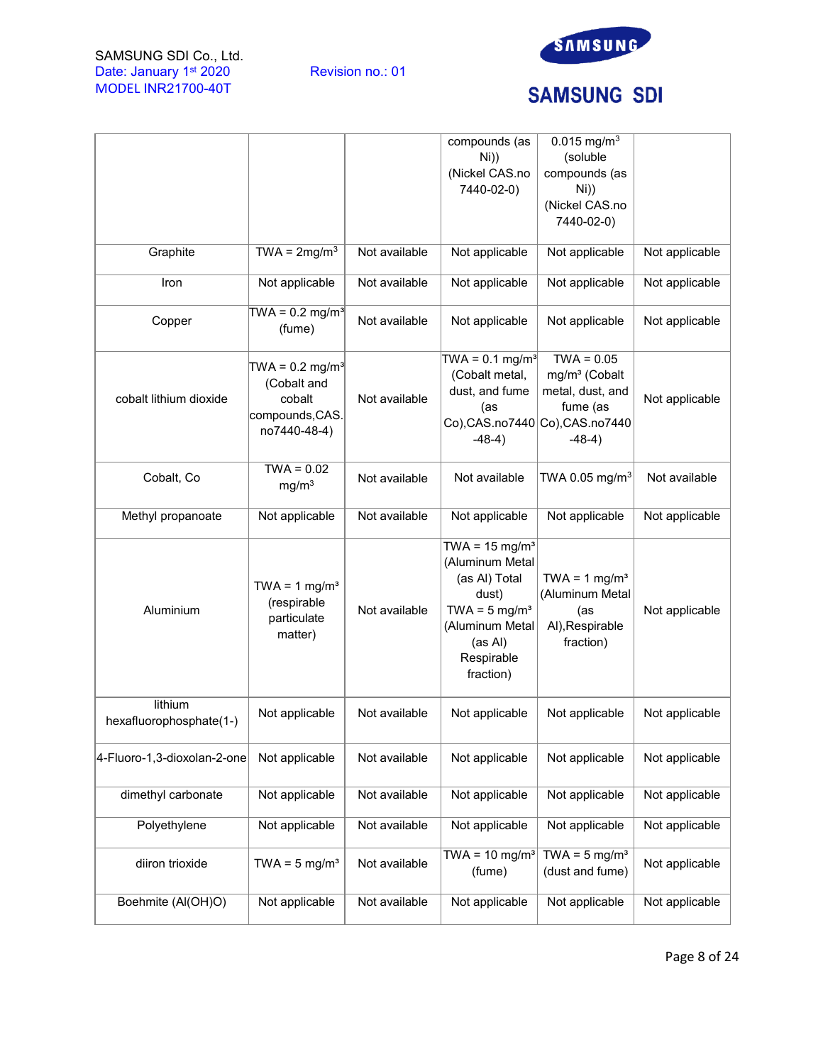| | | | | | |
|---|---|---|---|---|---|
| | | | compounds (as Ni)) (Nickel CAS.no 7440-02-0) | 0.015 mg/m$^3$ (soluble compounds (as Ni)) (Nickel CAS.no 7440-02-0) | |
| Graphite | TWA = 2mg/m$^3$ | Not available | Not applicable | Not applicable | Not applicable |
| Iron | Not applicable | Not available | Not applicable | Not applicable | Not applicable |
| Copper | TWA = 0.2 mg/m$^3$ (fume) | Not available | Not applicable | Not applicable | Not applicable |
| cobalt lithium dioxide | TWA = 0.2 mg/m$^3$ (Cobalt and cobalt compounds,CAS. no7440-48-4) | Not available | TWA = 0.1 mg/m$^3$ (Cobalt metal, dust, and fume (as Co),CAS.no7440 -48-4) | TWA = 0.05 mg/m$^3$ (Cobalt metal, dust, and fume (as Co),CAS.no7440 -48-4) | Not applicable |
| Cobalt, Co | TWA = 0.02 mg/m$^3$ | Not available | Not available | TWA 0.05 mg/m$^3$ | Not available |
| Methyl propanoate | Not applicable | Not available | Not applicable | Not applicable | Not applicable |
| Aluminium | TWA = 1 mg/m$^3$ (respirable particulate matter) | Not available | TWA = 15 mg/m$^3$ (Aluminum Metal (as Al) Total dust) TWA = 5 mg/m$^3$ (Aluminum Metal (as Al) Respirable fraction) | TWA = 1 mg/m$^3$ (Aluminum Metal (as Al),Respirable fraction) | Not applicable |
| lithium hexafluorophosphate(1-) | Not applicable | Not available | Not applicable | Not applicable | Not applicable |
| 4-Fluoro-1,3-dioxolan-2-one | Not applicable | Not available | Not applicable | Not applicable | Not applicable |
| dimethyl carbonate | Not applicable | Not available | Not applicable | Not applicable | Not applicable |
| Polyethylene | Not applicable | Not available | Not applicable | Not applicable | Not applicable |
| diiron trioxide | TWA = 5 mg/m$^3$ | Not available | TWA = 10 mg/m$^3$ (fume) | TWA = 5 mg/m$^3$ (dust and fume) | Not applicable |
| Boehmite (Al(OH)O) | Not applicable | Not available | Not applicable | Not applicable | Not applicable |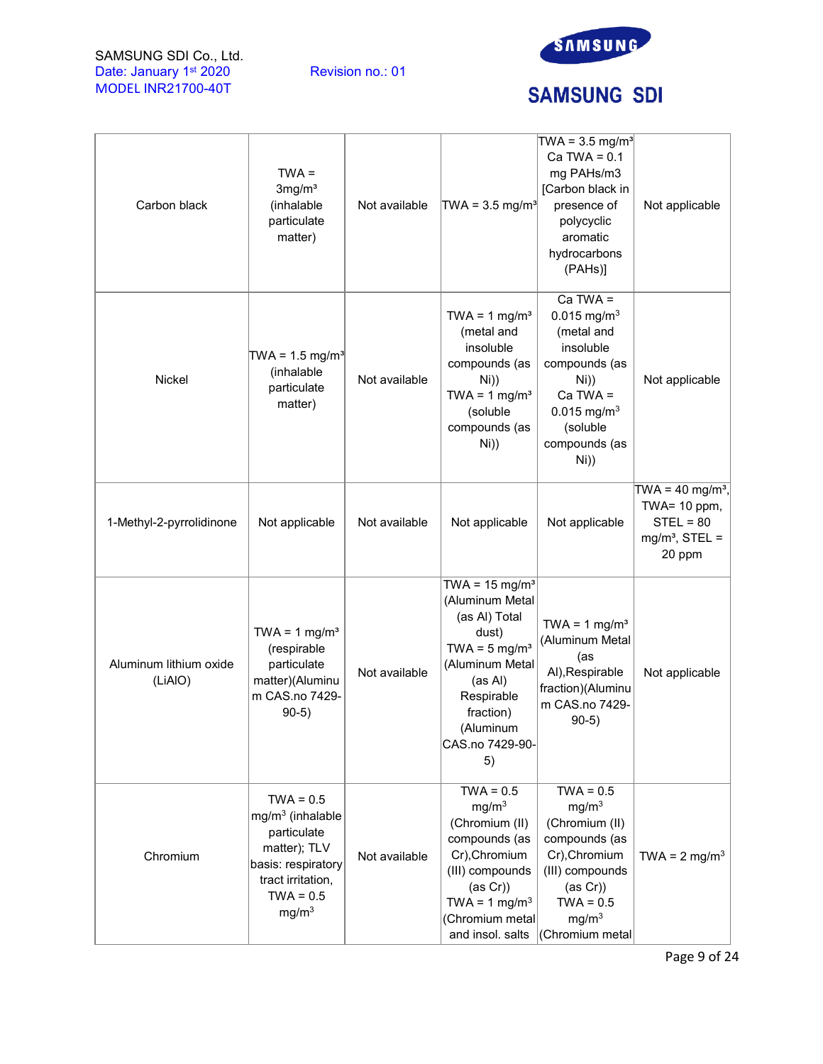| | | | | | |
|---|---|---|---|---|---|
| Carbon black | TWA = 3mg/m³ (inhalable particulate matter) | Not available | TWA = 3.5 mg/m³ | TWA = 3.5 mg/m³ Ca TWA = 0.1 mg PAHs/m3 [Carbon black in presence of polycyclic aromatic hydrocarbons (PAHs)] | Not applicable |
| Nickel | TWA = 1.5 mg/m³ (inhalable particulate matter) | Not available | TWA = 1 mg/m³ (metal and insoluble compounds (as Ni)) TWA = 1 mg/m³ (soluble compounds (as Ni)) | Ca TWA = 0.015 mg/m³ (metal and insoluble compounds (as Ni)) Ca TWA = 0.015 mg/m³ (soluble compounds (as Ni)) | Not applicable |
| 1-Methyl-2-pyrrolidinone | Not applicable | Not available | Not applicable | Not applicable | TWA = 40 mg/m³, TWA= 10 ppm, STEL = 80 mg/m³, STEL = 20 ppm |
| Aluminum lithium oxide (LiAlO) | TWA = 1 mg/m³ (respirable particulate matter)(Aluminum CAS.no 7429-90-5) | Not available | TWA = 15 mg/m³ (Aluminum Metal (as Al) Total dust) TWA = 5 mg/m³ (Aluminum Metal (as Al) Respirable fraction) (Aluminum CAS.no 7429-90-5) | TWA = 1 mg/m³ (Aluminum Metal (as Al),Respirable fraction)(Aluminum CAS.no 7429-90-5) | Not applicable |
| Chromium | TWA = 0.5 mg/m³ (inhalable particulate matter); TLV basis: respiratory tract irritation, TWA = 0.5 mg/m³ | Not available | TWA = 0.5 mg/m³ (Chromium (II) compounds (as Cr),Chromium (III) compounds (as Cr)) TWA = 1 mg/m³ (Chromium metal and insol. salts | TWA = 0.5 mg/m³ (Chromium (II) compounds (as Cr),Chromium (III) compounds (as Cr)) TWA = 0.5 mg/m³ (Chromium metal | TWA = 2 mg/m³ |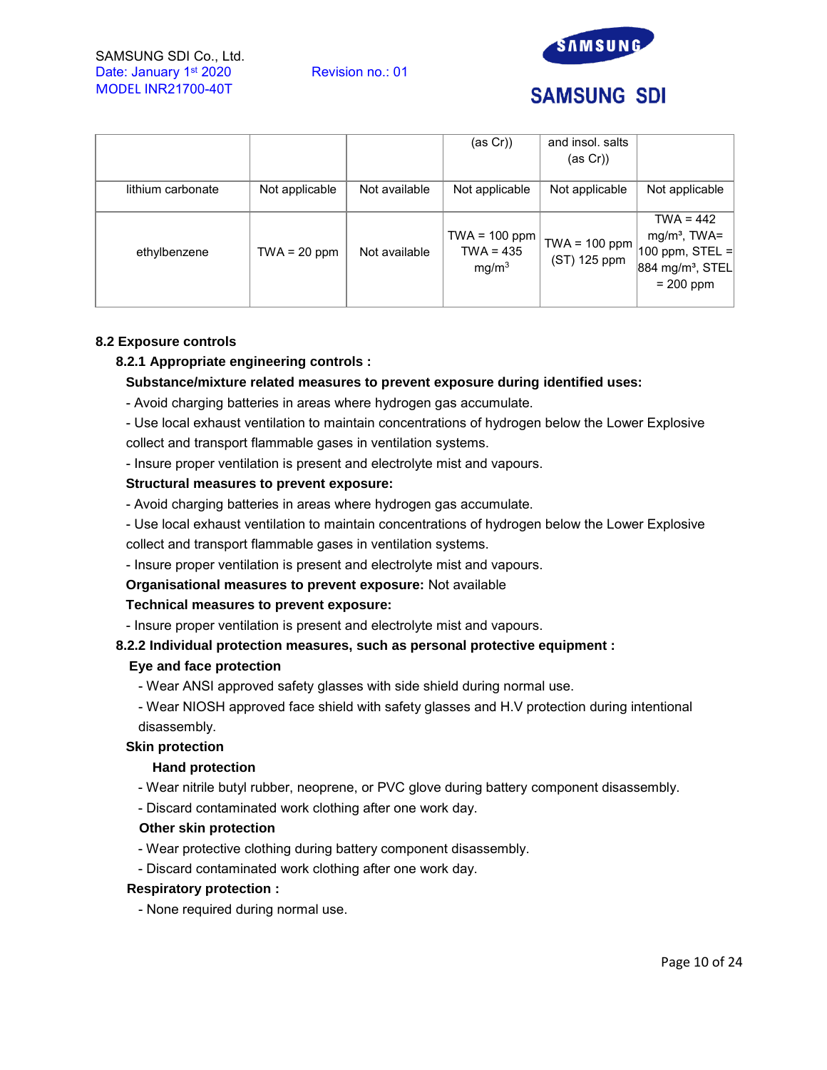|  |  |  | (as Cr)) | and insol. salts (as Cr)) |  |
|---|---|---|---|---|---|
| lithium carbonate | Not applicable | Not available | Not applicable | Not applicable | Not applicable |
| ethylbenzene | TWA = 20 ppm | Not available | TWA = 100 ppm TWA = 435 mg/m$^3$ | TWA = 100 ppm (ST) 125 ppm | TWA = 442 mg/m³, TWA= 100 ppm, STEL = 884 mg/m³, STEL = 200 ppm |

**8.2 Exposure controls**

**8.2.1 Appropriate engineering controls :**

**Substance/mixture related measures to prevent exposure during identified uses:**

- Avoid charging batteries in areas where hydrogen gas accumulate.
- Use local exhaust ventilation to maintain concentrations of hydrogen below the Lower Explosive collect and transport flammable gases in ventilation systems.
- Insure proper ventilation is present and electrolyte mist and vapours.

**Structural measures to prevent exposure:**

- Avoid charging batteries in areas where hydrogen gas accumulate.
- Use local exhaust ventilation to maintain concentrations of hydrogen below the Lower Explosive collect and transport flammable gases in ventilation systems.
- Insure proper ventilation is present and electrolyte mist and vapours.

**Organisational measures to prevent exposure:** Not available

**Technical measures to prevent exposure:**

- Insure proper ventilation is present and electrolyte mist and vapours.

**8.2.2 Individual protection measures, such as personal protective equipment :**

**Eye and face protection**

- Wear ANSI approved safety glasses with side shield during normal use.
- Wear NIOSH approved face shield with safety glasses and H.V protection during intentional disassembly.

**Skin protection**

**Hand protection**

- Wear nitrile butyl rubber, neoprene, or PVC glove during battery component disassembly.
- Discard contaminated work clothing after one work day.

**Other skin protection**

- Wear protective clothing during battery component disassembly.
- Discard contaminated work clothing after one work day.

**Respiratory protection :**

- None required during normal use.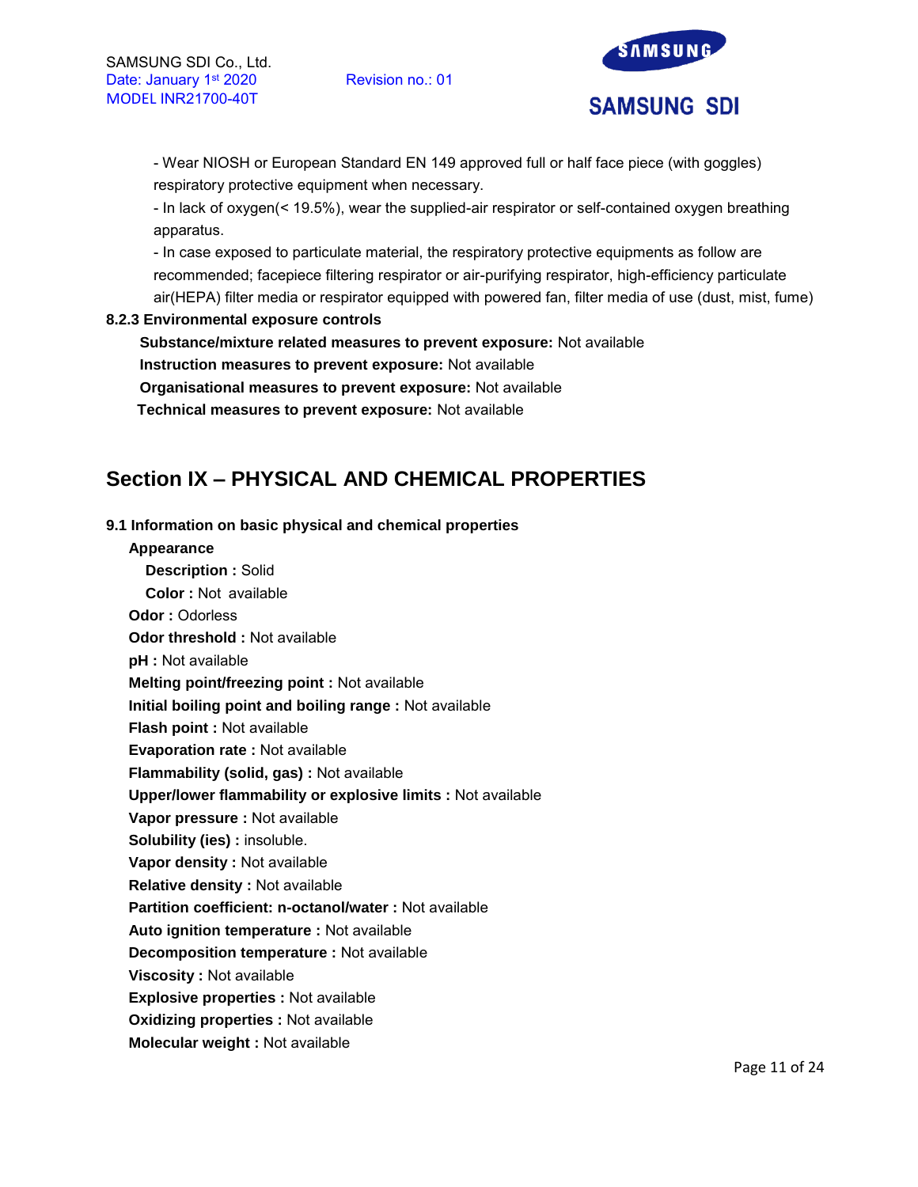- Wear NIOSH or European Standard EN 149 approved full or half face piece (with goggles) respiratory protective equipment when necessary.
- In lack of oxygen(< 19.5%), wear the supplied-air respirator or self-contained oxygen breathing apparatus.
- In case exposed to particulate material, the respiratory protective equipments as follow are recommended; facepiece filtering respirator or air-purifying respirator, high-efficiency particulate air(HEPA) filter media or respirator equipped with powered fan, filter media of use (dust, mist, fume)

**8.2.3 Environmental exposure controls**

**Substance/mixture related measures to prevent exposure:** Not available

**Instruction measures to prevent exposure:** Not available

**Organisational measures to prevent exposure:** Not available

**Technical measures to prevent exposure:** Not available

## Section IX – PHYSICAL AND CHEMICAL PROPERTIES

**9.1 Information on basic physical and chemical properties**

**Appearance**

**Description :** Solid

**Color :** Not available

**Odor :** Odorless

**Odor threshold :** Not available

**pH :** Not available

**Melting point/freezing point :** Not available

**Initial boiling point and boiling range :** Not available

**Flash point :** Not available

**Evaporation rate :** Not available

**Flammability (solid, gas) :** Not available

**Upper/lower flammability or explosive limits :** Not available

**Vapor pressure :** Not available

**Solubility (ies) :** insoluble.

**Vapor density :** Not available

**Relative density :** Not available

**Partition coefficient: n-octanol/water :** Not available

**Auto ignition temperature :** Not available

**Decomposition temperature :** Not available

**Viscosity :** Not available

**Explosive properties :** Not available

**Oxidizing properties :** Not available

**Molecular weight :** Not available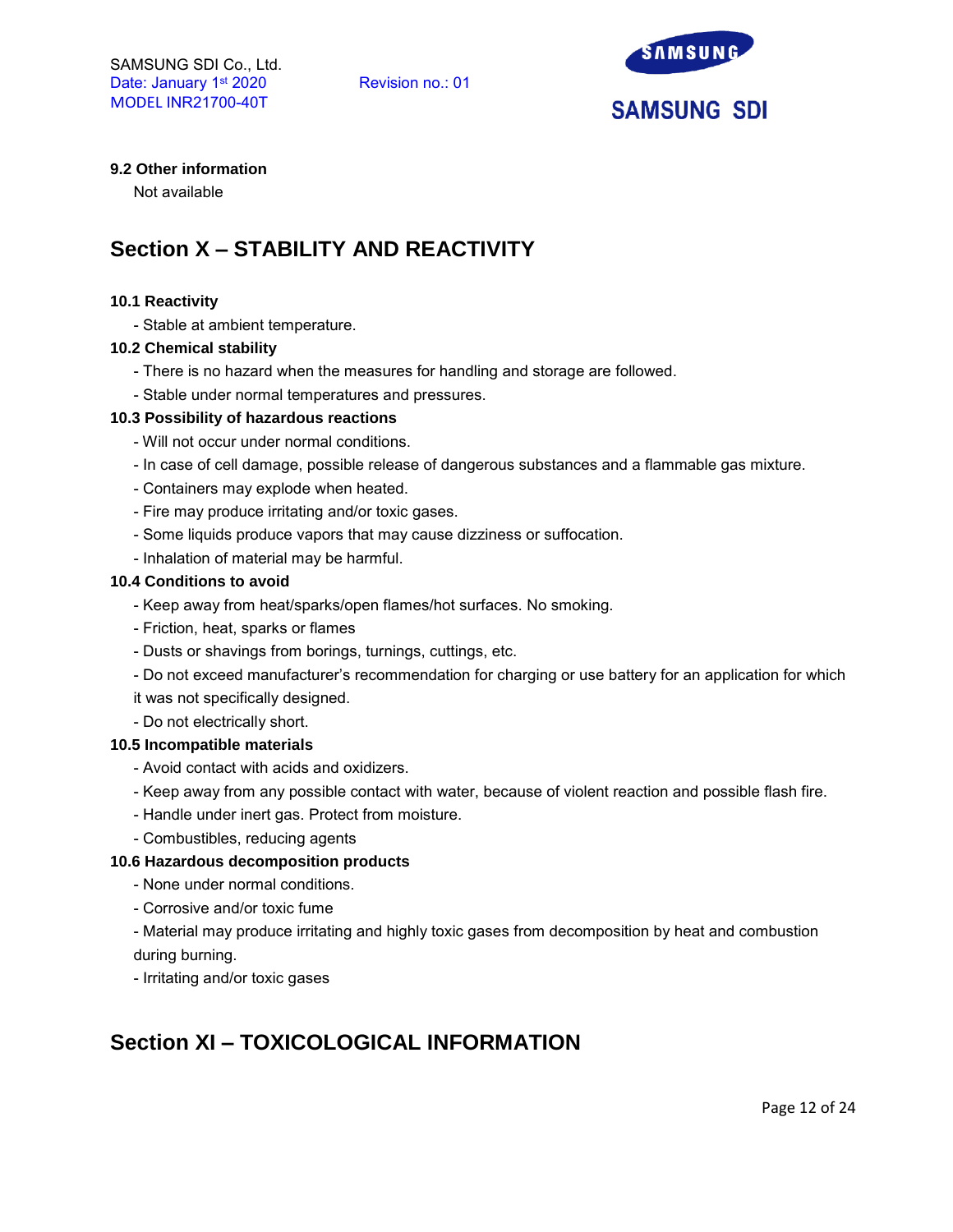**9.2 Other information**

Not available

## Section X – STABILITY AND REACTIVITY

**10.1 Reactivity**

- Stable at ambient temperature.

**10.2 Chemical stability**

- There is no hazard when the measures for handling and storage are followed.
- Stable under normal temperatures and pressures.

**10.3 Possibility of hazardous reactions**

- Will not occur under normal conditions.
- In case of cell damage, possible release of dangerous substances and a flammable gas mixture.
- Containers may explode when heated.
- Fire may produce irritating and/or toxic gases.
- Some liquids produce vapors that may cause dizziness or suffocation.
- Inhalation of material may be harmful.

**10.4 Conditions to avoid**

- Keep away from heat/sparks/open flames/hot surfaces. No smoking.
- Friction, heat, sparks or flames
- Dusts or shavings from borings, turnings, cuttings, etc.
- Do not exceed manufacturer's recommendation for charging or use battery for an application for which it was not specifically designed.
- Do not electrically short.

**10.5 Incompatible materials**

- Avoid contact with acids and oxidizers.
- Keep away from any possible contact with water, because of violent reaction and possible flash fire.
- Handle under inert gas. Protect from moisture.
- Combustibles, reducing agents

**10.6 Hazardous decomposition products**

- None under normal conditions.
- Corrosive and/or toxic fume
- Material may produce irritating and highly toxic gases from decomposition by heat and combustion during burning.
- Irritating and/or toxic gases

## Section XI – TOXICOLOGICAL INFORMATION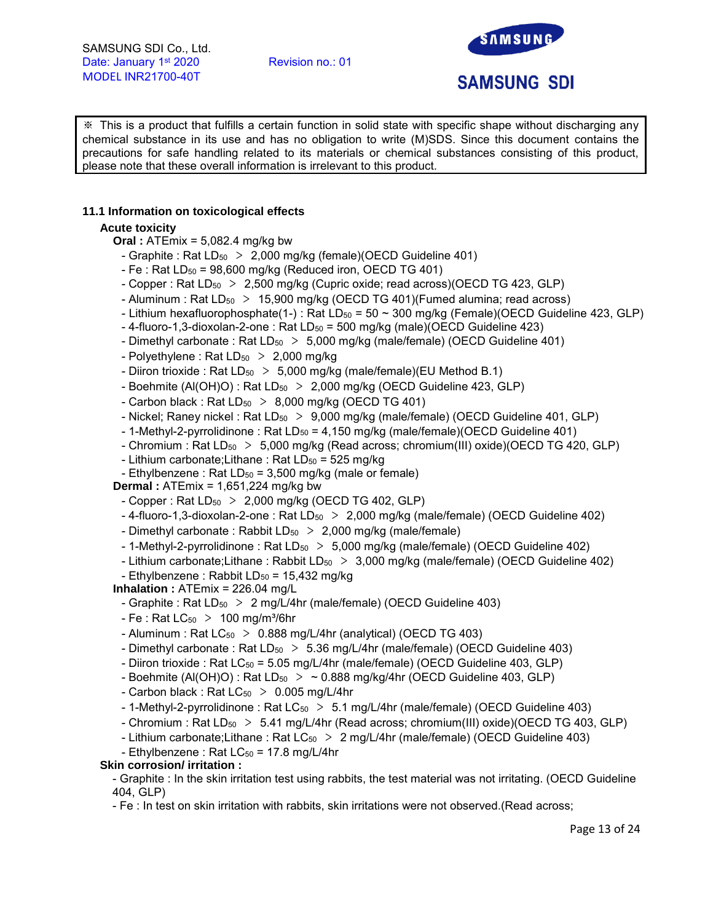※ This is a product that fulfills a certain function in solid state with specific shape without discharging any chemical substance in its use and has no obligation to write (M)SDS. Since this document contains the precautions for safe handling related to its materials or chemical substances consisting of this product, please note that these overall information is irrelevant to this product.

**11.1 Information on toxicological effects**

**Acute toxicity**

**Oral :** ATEmix = 5,082.4 mg/kg bw

- Graphite : Rat $LD_{50}$ > 2,000 mg/kg (female)(OECD Guideline 401)
- Fe : Rat $LD_{50}$ = 98,600 mg/kg (Reduced iron, OECD TG 401)
- Copper : Rat $LD_{50}$ > 2,500 mg/kg (Cupric oxide; read across)(OECD TG 423, GLP)
- Aluminum : Rat $LD_{50}$ > 15,900 mg/kg (OECD TG 401)(Fumed alumina; read across)
- Lithium hexafluorophosphate(1-) : Rat $LD_{50}$ = 50 ~ 300 mg/kg (Female)(OECD Guideline 423, GLP)
- 4-fluoro-1,3-dioxolan-2-one : Rat $LD_{50}$ = 500 mg/kg (male)(OECD Guideline 423)
- Dimethyl carbonate : Rat $LD_{50}$ > 5,000 mg/kg (male/female) (OECD Guideline 401)
- Polyethylene : Rat $LD_{50}$ > 2,000 mg/kg
- Diiron trioxide : Rat $LD_{50}$ > 5,000 mg/kg (male/female)(EU Method B.1)
- Boehmite (Al(OH)O) : Rat $LD_{50}$ > 2,000 mg/kg (OECD Guideline 423, GLP)
- Carbon black : Rat $LD_{50}$ > 8,000 mg/kg (OECD TG 401)
- Nickel; Raney nickel : Rat $LD_{50}$ > 9,000 mg/kg (male/female) (OECD Guideline 401, GLP)
- 1-Methyl-2-pyrrolidinone : Rat $LD_{50}$ = 4,150 mg/kg (male/female)(OECD Guideline 401)
- Chromium : Rat $LD_{50}$ > 5,000 mg/kg (Read across; chromium(III) oxide)(OECD TG 420, GLP)
- Lithium carbonate;Lithane : Rat $LD_{50}$ = 525 mg/kg
- Ethylbenzene : Rat $LD_{50}$ = 3,500 mg/kg (male or female)

**Dermal :** ATEmix = 1,651,224 mg/kg bw

- Copper : Rat $LD_{50}$ > 2,000 mg/kg (OECD TG 402, GLP)
- 4-fluoro-1,3-dioxolan-2-one : Rat $LD_{50}$ > 2,000 mg/kg (male/female) (OECD Guideline 402)
- Dimethyl carbonate : Rabbit $LD_{50}$ > 2,000 mg/kg (male/female)
- 1-Methyl-2-pyrrolidinone : Rat $LD_{50}$ > 5,000 mg/kg (male/female) (OECD Guideline 402)
- Lithium carbonate;Lithane : Rabbit $LD_{50}$ > 3,000 mg/kg (male/female) (OECD Guideline 402)
- Ethylbenzene : Rabbit $LD_{50}$ = 15,432 mg/kg

**Inhalation :** ATEmix = 226.04 mg/L

- Graphite : Rat $LD_{50}$ > 2 mg/L/4hr (male/female) (OECD Guideline 403)
- Fe : Rat $LC_{50}$ > 100 mg/m³/6hr
- Aluminum : Rat $LC_{50}$ > 0.888 mg/L/4hr (analytical) (OECD TG 403)
- Dimethyl carbonate : Rat $LD_{50}$ > 5.36 mg/L/4hr (male/female) (OECD Guideline 403)
- Diiron trioxide : Rat $LC_{50}$ = 5.05 mg/L/4hr (male/female) (OECD Guideline 403, GLP)
- Boehmite (Al(OH)O) : Rat $LD_{50}$ > ~ 0.888 mg/kg/4hr (OECD Guideline 403, GLP)
- Carbon black : Rat $LC_{50}$ > 0.005 mg/L/4hr
- 1-Methyl-2-pyrrolidinone : Rat $LC_{50}$ > 5.1 mg/L/4hr (male/female) (OECD Guideline 403)
- Chromium : Rat $LD_{50}$ > 5.41 mg/L/4hr (Read across; chromium(III) oxide)(OECD TG 403, GLP)
- Lithium carbonate;Lithane : Rat $LC_{50}$ > 2 mg/L/4hr (male/female) (OECD Guideline 403)
- Ethylbenzene : Rat $LC_{50}$ = 17.8 mg/L/4hr

**Skin corrosion/ irritation :**

- Graphite : In the skin irritation test using rabbits, the test material was not irritating. (OECD Guideline 404, GLP)
- Fe : In test on skin irritation with rabbits, skin irritations were not observed.(Read across;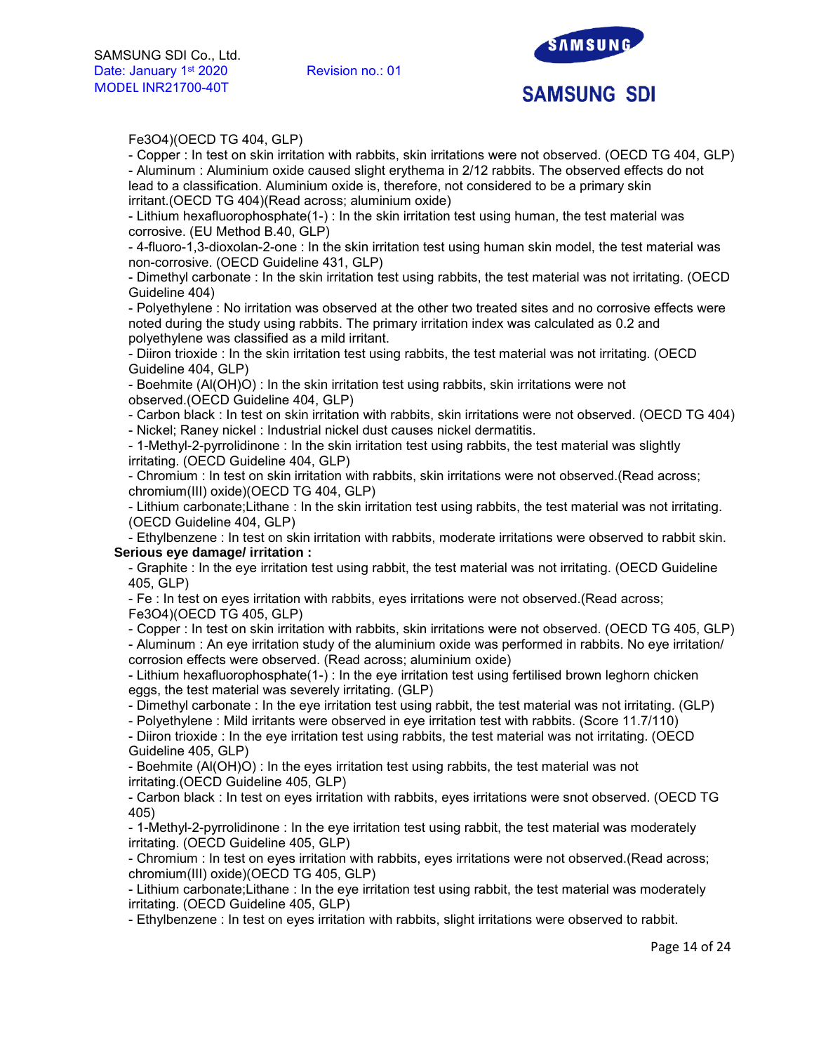Fe3O4)(OECD TG 404, GLP)

- Copper : In test on skin irritation with rabbits, skin irritations were not observed. (OECD TG 404, GLP)
- Aluminum : Aluminium oxide caused slight erythema in 2/12 rabbits. The observed effects do not lead to a classification. Aluminium oxide is, therefore, not considered to be a primary skin irritant.(OECD TG 404)(Read across; aluminium oxide)
- Lithium hexafluorophosphate(1-) : In the skin irritation test using human, the test material was corrosive. (EU Method B.40, GLP)
- 4-fluoro-1,3-dioxolan-2-one : In the skin irritation test using human skin model, the test material was non-corrosive. (OECD Guideline 431, GLP)
- Dimethyl carbonate : In the skin irritation test using rabbits, the test material was not irritating. (OECD Guideline 404)
- Polyethylene : No irritation was observed at the other two treated sites and no corrosive effects were noted during the study using rabbits. The primary irritation index was calculated as 0.2 and polyethylene was classified as a mild irritant.
- Diiron trioxide : In the skin irritation test using rabbits, the test material was not irritating. (OECD Guideline 404, GLP)
- Boehmite (Al(OH)O) : In the skin irritation test using rabbits, skin irritations were not observed.(OECD Guideline 404, GLP)
- Carbon black : In test on skin irritation with rabbits, skin irritations were not observed. (OECD TG 404)
- Nickel; Raney nickel : Industrial nickel dust causes nickel dermatitis.
- 1-Methyl-2-pyrrolidinone : In the skin irritation test using rabbits, the test material was slightly irritating. (OECD Guideline 404, GLP)
- Chromium : In test on skin irritation with rabbits, skin irritations were not observed.(Read across; chromium(III) oxide)(OECD TG 404, GLP)
- Lithium carbonate;Lithane : In the skin irritation test using rabbits, the test material was not irritating. (OECD Guideline 404, GLP)
- Ethylbenzene : In test on skin irritation with rabbits, moderate irritations were observed to rabbit skin.

**Serious eye damage/ irritation :**

- Graphite : In the eye irritation test using rabbit, the test material was not irritating. (OECD Guideline 405, GLP)
- Fe : In test on eyes irritation with rabbits, eyes irritations were not observed.(Read across; Fe3O4)(OECD TG 405, GLP)
- Copper : In test on skin irritation with rabbits, skin irritations were not observed. (OECD TG 405, GLP)
- Aluminum : An eye irritation study of the aluminium oxide was performed in rabbits. No eye irritation/ corrosion effects were observed. (Read across; aluminium oxide)
- Lithium hexafluorophosphate(1-) : In the eye irritation test using fertilised brown leghorn chicken eggs, the test material was severely irritating. (GLP)
- Dimethyl carbonate : In the eye irritation test using rabbit, the test material was not irritating. (GLP)
- Polyethylene : Mild irritants were observed in eye irritation test with rabbits. (Score 11.7/110)
- Diiron trioxide : In the eye irritation test using rabbits, the test material was not irritating. (OECD Guideline 405, GLP)
- Boehmite (Al(OH)O) : In the eyes irritation test using rabbits, the test material was not irritating.(OECD Guideline 405, GLP)
- Carbon black : In test on eyes irritation with rabbits, eyes irritations were snot observed. (OECD TG 405)
- 1-Methyl-2-pyrrolidinone : In the eye irritation test using rabbit, the test material was moderately irritating. (OECD Guideline 405, GLP)
- Chromium : In test on eyes irritation with rabbits, eyes irritations were not observed.(Read across; chromium(III) oxide)(OECD TG 405, GLP)
- Lithium carbonate;Lithane : In the eye irritation test using rabbit, the test material was moderately irritating. (OECD Guideline 405, GLP)
- Ethylbenzene : In test on eyes irritation with rabbits, slight irritations were observed to rabbit.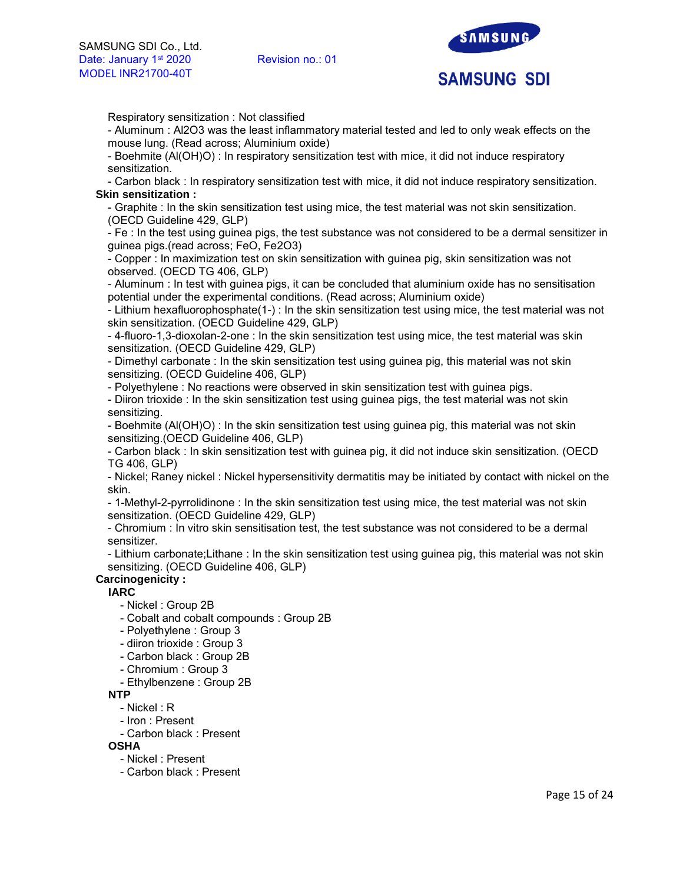Respiratory sensitization : Not classified

- Aluminum : $Al_2O_3$ was the least inflammatory material tested and led to only weak effects on the mouse lung. (Read across; Aluminium oxide)
- Boehmite (Al(OH)O) : In respiratory sensitization test with mice, it did not induce respiratory sensitization.
- Carbon black : In respiratory sensitization test with mice, it did not induce respiratory sensitization.

**Skin sensitization :**

- Graphite : In the skin sensitization test using mice, the test material was not skin sensitization. (OECD Guideline 429, GLP)
- Fe : In the test using guinea pigs, the test substance was not considered to be a dermal sensitizer in guinea pigs.(read across; FeO, $Fe_2O_3$)
- Copper : In maximization test on skin sensitization with guinea pig, skin sensitization was not observed. (OECD TG 406, GLP)
- Aluminum : In test with guinea pigs, it can be concluded that aluminium oxide has no sensitisation potential under the experimental conditions. (Read across; Aluminium oxide)
- Lithium hexafluorophosphate(1-) : In the skin sensitization test using mice, the test material was not skin sensitization. (OECD Guideline 429, GLP)
- 4-fluoro-1,3-dioxolan-2-one : In the skin sensitization test using mice, the test material was skin sensitization. (OECD Guideline 429, GLP)
- Dimethyl carbonate : In the skin sensitization test using guinea pig, this material was not skin sensitizing. (OECD Guideline 406, GLP)
- Polyethylene : No reactions were observed in skin sensitization test with guinea pigs.
- Diiron trioxide : In the skin sensitization test using guinea pigs, the test material was not skin sensitizing.
- Boehmite (Al(OH)O) : In the skin sensitization test using guinea pig, this material was not skin sensitizing.(OECD Guideline 406, GLP)
- Carbon black : In skin sensitization test with guinea pig, it did not induce skin sensitization. (OECD TG 406, GLP)
- Nickel; Raney nickel : Nickel hypersensitivity dermatitis may be initiated by contact with nickel on the skin.
- 1-Methyl-2-pyrrolidinone : In the skin sensitization test using mice, the test material was not skin sensitization. (OECD Guideline 429, GLP)
- Chromium : In vitro skin sensitisation test, the test substance was not considered to be a dermal sensitizer.
- Lithium carbonate;Lithane : In the skin sensitization test using guinea pig, this material was not skin sensitizing. (OECD Guideline 406, GLP)

**Carcinogenicity :**

**IARC**

- Nickel : Group 2B
- Cobalt and cobalt compounds : Group 2B
- Polyethylene : Group 3
- diiron trioxide : Group 3
- Carbon black : Group 2B
- Chromium : Group 3
- Ethylbenzene : Group 2B

**NTP**

- Nickel : R
- Iron : Present
- Carbon black : Present

**OSHA**

- Nickel : Present
- Carbon black : Present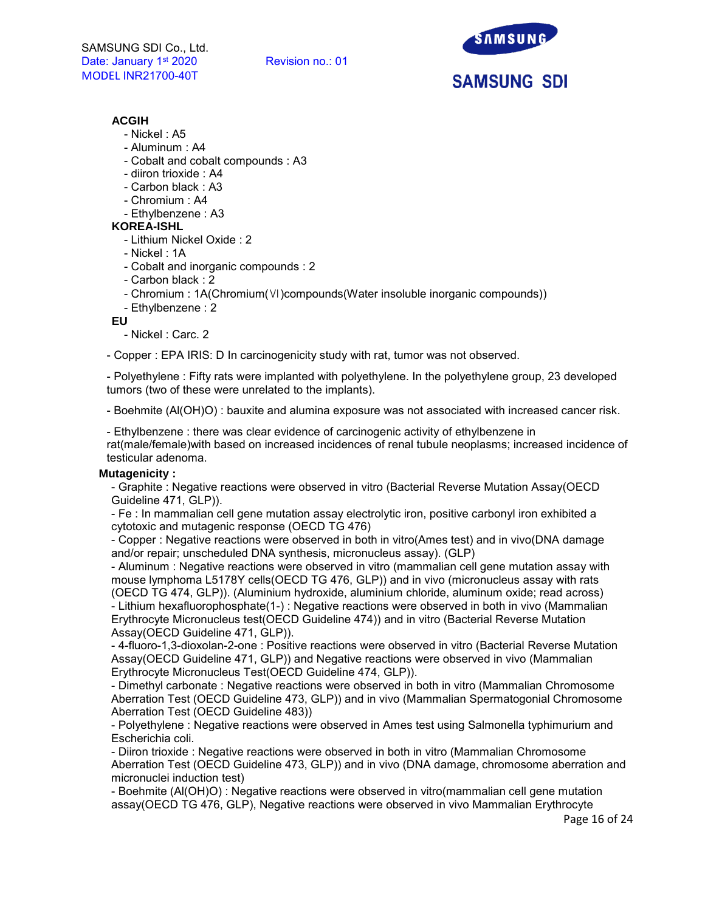**ACGIH**

- Nickel : A5
- Aluminum : A4
- Cobalt and cobalt compounds : A3
- diiron trioxide : A4
- Carbon black : A3
- Chromium : A4
- Ethylbenzene : A3

**KOREA-ISHL**

- Lithium Nickel Oxide : 2
- Nickel : 1A
- Cobalt and inorganic compounds : 2
- Carbon black : 2
- Chromium : 1A(Chromium(Ⅵ)compounds(Water insoluble inorganic compounds))
- Ethylbenzene : 2

**EU**

- Nickel : Carc. 2

- Copper : EPA IRIS: D In carcinogenicity study with rat, tumor was not observed.

- Polyethylene : Fifty rats were implanted with polyethylene. In the polyethylene group, 23 developed tumors (two of these were unrelated to the implants).

- Boehmite (Al(OH)O) : bauxite and alumina exposure was not associated with increased cancer risk.

- Ethylbenzene : there was clear evidence of carcinogenic activity of ethylbenzene in rat(male/female)with based on increased incidences of renal tubule neoplasms; increased incidence of testicular adenoma.

**Mutagenicity :**

- Graphite : Negative reactions were observed in vitro (Bacterial Reverse Mutation Assay(OECD Guideline 471, GLP)).
- Fe : In mammalian cell gene mutation assay electrolytic iron, positive carbonyl iron exhibited a cytotoxic and mutagenic response (OECD TG 476)
- Copper : Negative reactions were observed in both in vitro(Ames test) and in vivo(DNA damage and/or repair; unscheduled DNA synthesis, micronucleus assay). (GLP)
- Aluminum : Negative reactions were observed in vitro (mammalian cell gene mutation assay with mouse lymphoma L5178Y cells(OECD TG 476, GLP)) and in vivo (micronucleus assay with rats (OECD TG 474, GLP)). (Aluminium hydroxide, aluminium chloride, aluminum oxide; read across)
- Lithium hexafluorophosphate(1-) : Negative reactions were observed in both in vivo (Mammalian Erythrocyte Micronucleus test(OECD Guideline 474)) and in vitro (Bacterial Reverse Mutation Assay(OECD Guideline 471, GLP)).
- 4-fluoro-1,3-dioxolan-2-one : Positive reactions were observed in vitro (Bacterial Reverse Mutation Assay(OECD Guideline 471, GLP)) and Negative reactions were observed in vivo (Mammalian Erythrocyte Micronucleus Test(OECD Guideline 474, GLP)).
- Dimethyl carbonate : Negative reactions were observed in both in vitro (Mammalian Chromosome Aberration Test (OECD Guideline 473, GLP)) and in vivo (Mammalian Spermatogonial Chromosome Aberration Test (OECD Guideline 483))
- Polyethylene : Negative reactions were observed in Ames test using Salmonella typhimurium and Escherichia coli.
- Diiron trioxide : Negative reactions were observed in both in vitro (Mammalian Chromosome Aberration Test (OECD Guideline 473, GLP)) and in vivo (DNA damage, chromosome aberration and micronuclei induction test)
- Boehmite (Al(OH)O) : Negative reactions were observed in vitro(mammalian cell gene mutation assay(OECD TG 476, GLP), Negative reactions were observed in vivo Mammalian Erythrocyte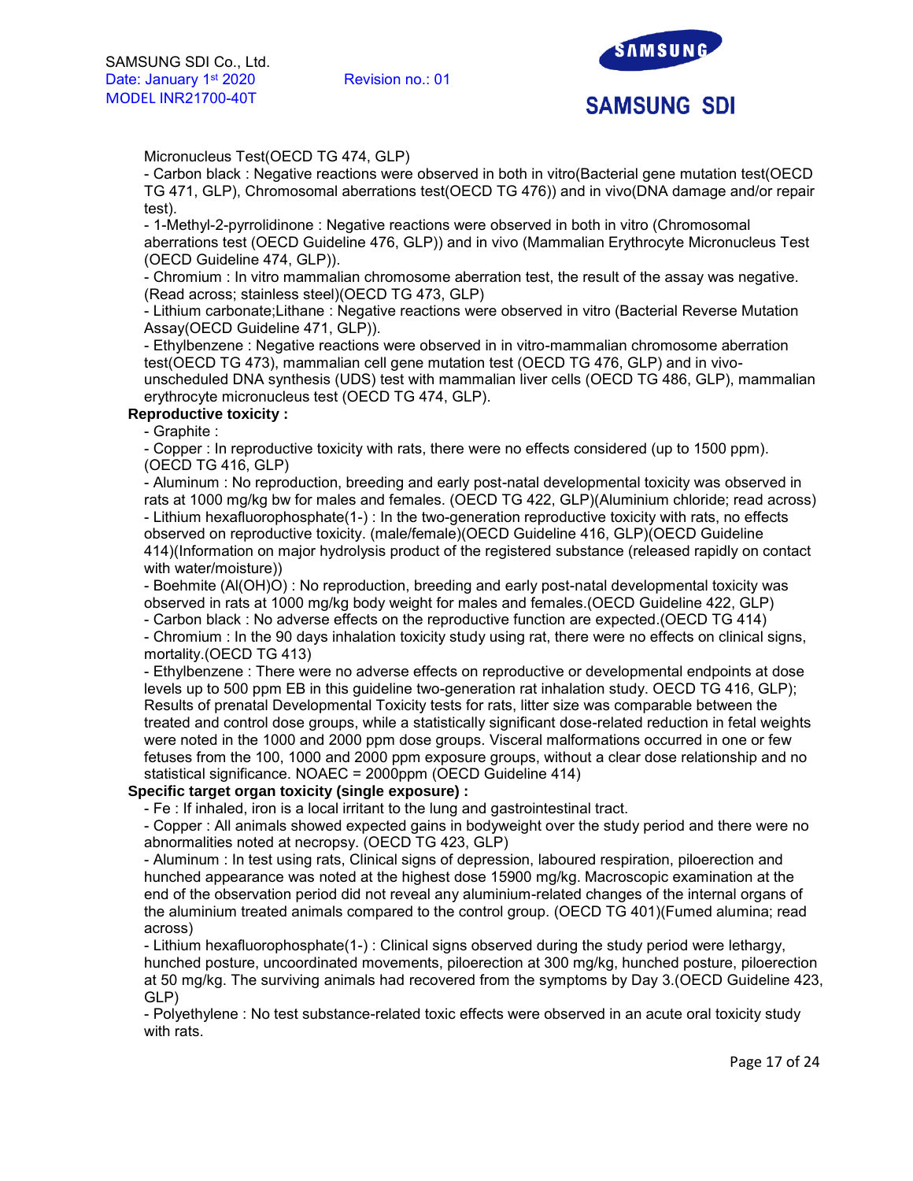Micronucleus Test(OECD TG 474, GLP)

- Carbon black : Negative reactions were observed in both in vitro(Bacterial gene mutation test(OECD TG 471, GLP), Chromosomal aberrations test(OECD TG 476)) and in vivo(DNA damage and/or repair test).
- 1-Methyl-2-pyrrolidinone : Negative reactions were observed in both in vitro (Chromosomal aberrations test (OECD Guideline 476, GLP)) and in vivo (Mammalian Erythrocyte Micronucleus Test (OECD Guideline 474, GLP)).
- Chromium : In vitro mammalian chromosome aberration test, the result of the assay was negative. (Read across; stainless steel)(OECD TG 473, GLP)
- Lithium carbonate;Lithane : Negative reactions were observed in vitro (Bacterial Reverse Mutation Assay(OECD Guideline 471, GLP)).
- Ethylbenzene : Negative reactions were observed in in vitro-mammalian chromosome aberration test(OECD TG 473), mammalian cell gene mutation test (OECD TG 476, GLP) and in vivo-unscheduled DNA synthesis (UDS) test with mammalian liver cells (OECD TG 486, GLP), mammalian erythrocyte micronucleus test (OECD TG 474, GLP).

**Reproductive toxicity :**

- Graphite :
- Copper : In reproductive toxicity with rats, there were no effects considered (up to 1500 ppm).(OECD TG 416, GLP)
- Aluminum : No reproduction, breeding and early post-natal developmental toxicity was observed in rats at 1000 mg/kg bw for males and females. (OECD TG 422, GLP)(Aluminium chloride; read across)
- Lithium hexafluorophosphate(1-) : In the two-generation reproductive toxicity with rats, no effects observed on reproductive toxicity. (male/female)(OECD Guideline 416, GLP)(OECD Guideline 414)(Information on major hydrolysis product of the registered substance (released rapidly on contact with water/moisture))
- Boehmite (Al(OH)O) : No reproduction, breeding and early post-natal developmental toxicity was observed in rats at 1000 mg/kg body weight for males and females.(OECD Guideline 422, GLP)
- Carbon black : No adverse effects on the reproductive function are expected.(OECD TG 414)
- Chromium : In the 90 days inhalation toxicity study using rat, there were no effects on clinical signs, mortality.(OECD TG 413)
- Ethylbenzene : There were no adverse effects on reproductive or developmental endpoints at dose levels up to 500 ppm EB in this guideline two-generation rat inhalation study. OECD TG 416, GLP); Results of prenatal Developmental Toxicity tests for rats, litter size was comparable between the treated and control dose groups, while a statistically significant dose-related reduction in fetal weights were noted in the 1000 and 2000 ppm dose groups. Visceral malformations occurred in one or few fetuses from the 100, 1000 and 2000 ppm exposure groups, without a clear dose relationship and no statistical significance. NOAEC = 2000ppm (OECD Guideline 414)

**Specific target organ toxicity (single exposure) :**

- Fe : If inhaled, iron is a local irritant to the lung and gastrointestinal tract.
- Copper : All animals showed expected gains in bodyweight over the study period and there were no abnormalities noted at necropsy. (OECD TG 423, GLP)
- Aluminum : In test using rats, Clinical signs of depression, laboured respiration, piloerection and hunched appearance was noted at the highest dose 15900 mg/kg. Macroscopic examination at the end of the observation period did not reveal any aluminium-related changes of the internal organs of the aluminium treated animals compared to the control group. (OECD TG 401)(Fumed alumina; read across)
- Lithium hexafluorophosphate(1-) : Clinical signs observed during the study period were lethargy, hunched posture, uncoordinated movements, piloerection at 300 mg/kg, hunched posture, piloerection at 50 mg/kg. The surviving animals had recovered from the symptoms by Day 3.(OECD Guideline 423, GLP)
- Polyethylene : No test substance-related toxic effects were observed in an acute oral toxicity study with rats.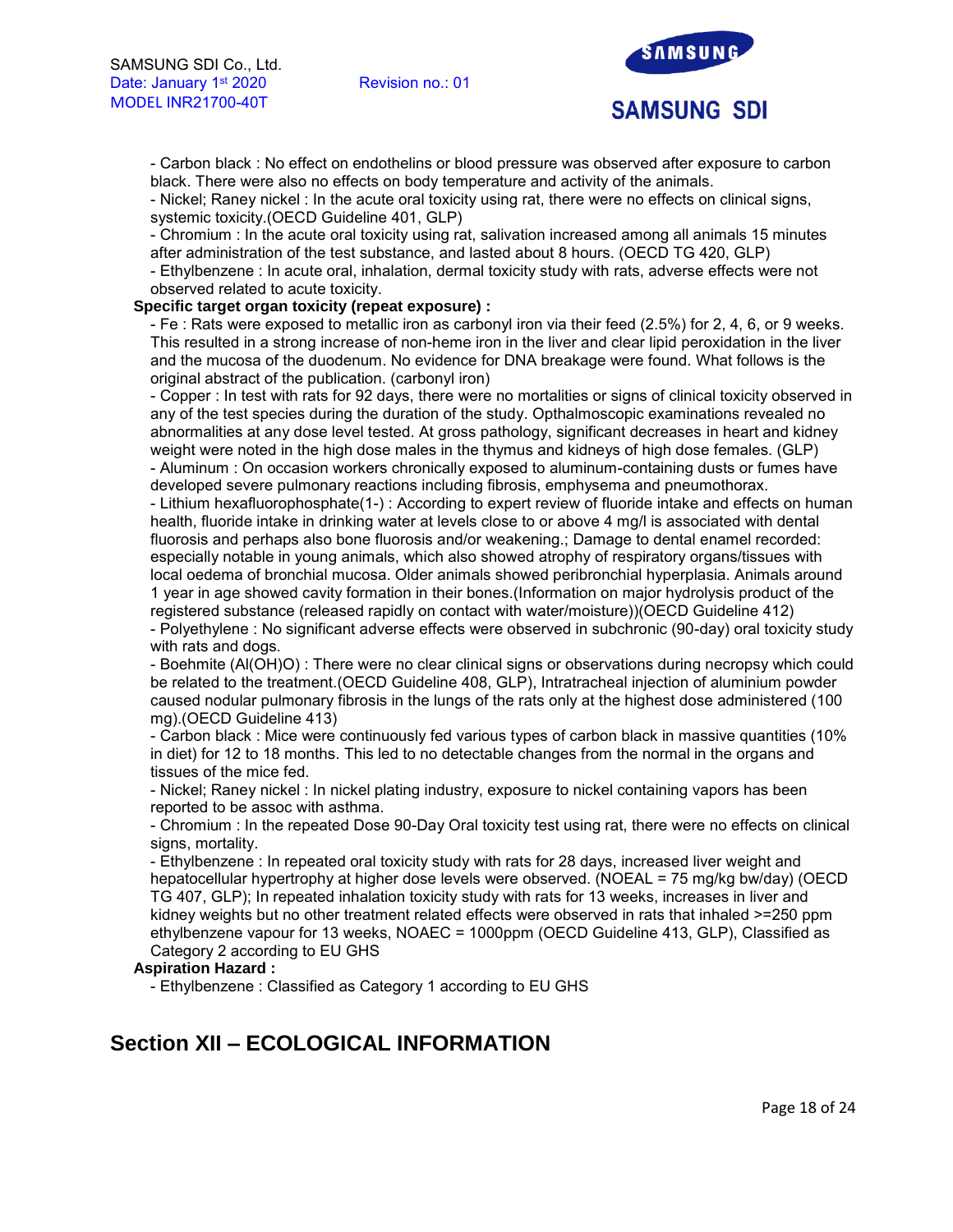- Carbon black : No effect on endothelins or blood pressure was observed after exposure to carbon black. There were also no effects on body temperature and activity of the animals.
- Nickel; Raney nickel : In the acute oral toxicity using rat, there were no effects on clinical signs, systemic toxicity.(OECD Guideline 401, GLP)
- Chromium : In the acute oral toxicity using rat, salivation increased among all animals 15 minutes after administration of the test substance, and lasted about 8 hours. (OECD TG 420, GLP)
- Ethylbenzene : In acute oral, inhalation, dermal toxicity study with rats, adverse effects were not observed related to acute toxicity.

**Specific target organ toxicity (repeat exposure) :**

- Fe : Rats were exposed to metallic iron as carbonyl iron via their feed (2.5%) for 2, 4, 6, or 9 weeks. This resulted in a strong increase of non-heme iron in the liver and clear lipid peroxidation in the liver and the mucosa of the duodenum. No evidence for DNA breakage were found. What follows is the original abstract of the publication. (carbonyl iron)
- Copper : In test with rats for 92 days, there were no mortalities or signs of clinical toxicity observed in any of the test species during the duration of the study. Opthalmoscopic examinations revealed no abnormalities at any dose level tested. At gross pathology, significant decreases in heart and kidney weight were noted in the high dose males in the thymus and kidneys of high dose females. (GLP)
- Aluminum : On occasion workers chronically exposed to aluminum-containing dusts or fumes have developed severe pulmonary reactions including fibrosis, emphysema and pneumothorax.
- Lithium hexafluorophosphate(1-) : According to expert review of fluoride intake and effects on human health, fluoride intake in drinking water at levels close to or above 4 mg/l is associated with dental fluorosis and perhaps also bone fluorosis and/or weakening.; Damage to dental enamel recorded: especially notable in young animals, which also showed atrophy of respiratory organs/tissues with local oedema of bronchial mucosa. Older animals showed peribronchial hyperplasia. Animals around 1 year in age showed cavity formation in their bones.(Information on major hydrolysis product of the registered substance (released rapidly on contact with water/moisture))(OECD Guideline 412)
- Polyethylene : No significant adverse effects were observed in subchronic (90-day) oral toxicity study with rats and dogs.
- Boehmite (Al(OH)O) : There were no clear clinical signs or observations during necropsy which could be related to the treatment.(OECD Guideline 408, GLP), Intratracheal injection of aluminium powder caused nodular pulmonary fibrosis in the lungs of the rats only at the highest dose administered (100 mg).(OECD Guideline 413)
- Carbon black : Mice were continuously fed various types of carbon black in massive quantities (10% in diet) for 12 to 18 months. This led to no detectable changes from the normal in the organs and tissues of the mice fed.
- Nickel; Raney nickel : In nickel plating industry, exposure to nickel containing vapors has been reported to be assoc with asthma.
- Chromium : In the repeated Dose 90-Day Oral toxicity test using rat, there were no effects on clinical signs, mortality.
- Ethylbenzene : In repeated oral toxicity study with rats for 28 days, increased liver weight and hepatocellular hypertrophy at higher dose levels were observed. (NOEAL = 75 mg/kg bw/day) (OECD TG 407, GLP); In repeated inhalation toxicity study with rats for 13 weeks, increases in liver and kidney weights but no other treatment related effects were observed in rats that inhaled >=250 ppm ethylbenzene vapour for 13 weeks, NOAEC = 1000ppm (OECD Guideline 413, GLP), Classified as Category 2 according to EU GHS

**Aspiration Hazard :**

- Ethylbenzene : Classified as Category 1 according to EU GHS

## Section XII – ECOLOGICAL INFORMATION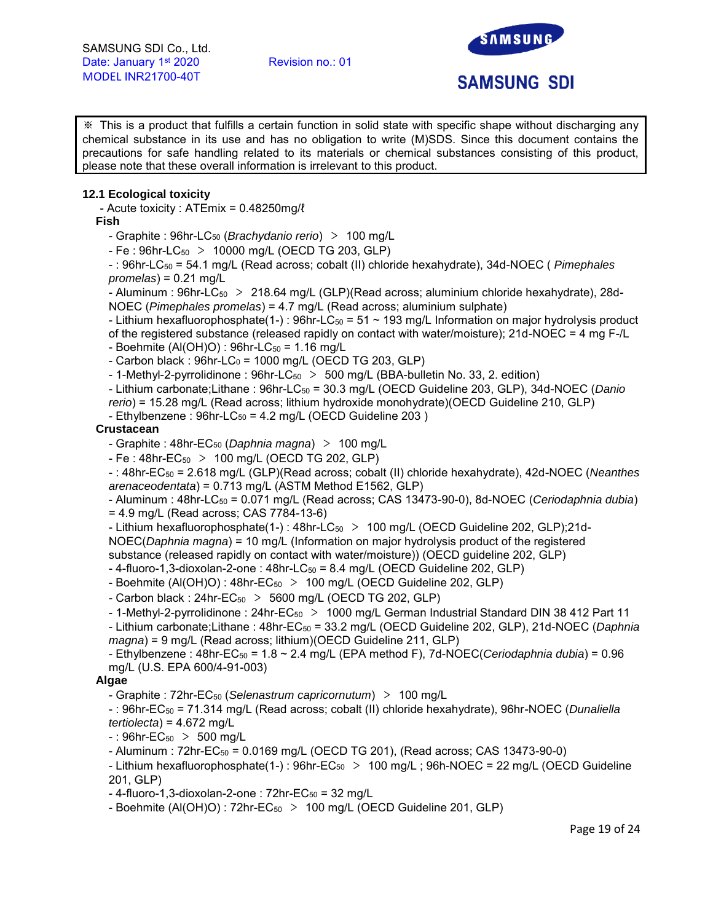※ This is a product that fulfills a certain function in solid state with specific shape without discharging any chemical substance in its use and has no obligation to write (M)SDS. Since this document contains the precautions for safe handling related to its materials or chemical substances consisting of this product, please note that these overall information is irrelevant to this product.

**12.1 Ecological toxicity**

- Acute toxicity : ATEmix = 0.48250mg/ℓ

**Fish**

- Graphite : 96hr-$LC_{50}$ (*Brachydanio rerio*) ＞ 100 mg/L
- Fe : 96hr-$LC_{50}$ ＞ 10000 mg/L (OECD TG 203, GLP)
- : 96hr-$LC_{50}$ = 54.1 mg/L (Read across; cobalt (II) chloride hexahydrate), 34d-NOEC ( *Pimephales promelas*) = 0.21 mg/L
- Aluminum : 96hr-$LC_{50}$ ＞ 218.64 mg/L (GLP)(Read across; aluminium chloride hexahydrate), 28d-NOEC (*Pimephales promelas*) = 4.7 mg/L (Read across; aluminium sulphate)
- Lithium hexafluorophosphate(1-) : 96hr-$LC_{50}$ = 51 ~ 193 mg/L Information on major hydrolysis product of the registered substance (released rapidly on contact with water/moisture); 21d-NOEC = 4 mg F-/L
- Boehmite (Al(OH)O) : 96hr-$LC_{50}$ = 1.16 mg/L
- Carbon black : 96hr-$LC_0$ = 1000 mg/L (OECD TG 203, GLP)
- 1-Methyl-2-pyrrolidinone : 96hr-$LC_{50}$ ＞ 500 mg/L (BBA-bulletin No. 33, 2. edition)
- Lithium carbonate;Lithane : 96hr-$LC_{50}$ = 30.3 mg/L (OECD Guideline 203, GLP), 34d-NOEC (*Danio rerio*) = 15.28 mg/L (Read across; lithium hydroxide monohydrate)(OECD Guideline 210, GLP)
- Ethylbenzene : 96hr-$LC_{50}$ = 4.2 mg/L (OECD Guideline 203 )

**Crustacean**

- Graphite : 48hr-$EC_{50}$ (*Daphnia magna*) ＞ 100 mg/L
- Fe : 48hr-$EC_{50}$ ＞ 100 mg/L (OECD TG 202, GLP)
- : 48hr-$EC_{50}$ = 2.618 mg/L (GLP)(Read across; cobalt (II) chloride hexahydrate), 42d-NOEC (*Neanthes arenaceodentata*) = 0.713 mg/L (ASTM Method E1562, GLP)
- Aluminum : 48hr-$LC_{50}$ = 0.071 mg/L (Read across; CAS 13473-90-0), 8d-NOEC (*Ceriodaphnia dubia*) = 4.9 mg/L (Read across; CAS 7784-13-6)
- Lithium hexafluorophosphate(1-) : 48hr-$LC_{50}$ ＞ 100 mg/L (OECD Guideline 202, GLP);21d-NOEC(*Daphnia magna*) = 10 mg/L (Information on major hydrolysis product of the registered substance (released rapidly on contact with water/moisture)) (OECD guideline 202, GLP)
- 4-fluoro-1,3-dioxolan-2-one : 48hr-$LC_{50}$ = 8.4 mg/L (OECD Guideline 202, GLP)
- Boehmite (Al(OH)O) : 48hr-$EC_{50}$ ＞ 100 mg/L (OECD Guideline 202, GLP)
- Carbon black : 24hr-$EC_{50}$ ＞ 5600 mg/L (OECD TG 202, GLP)
- 1-Methyl-2-pyrrolidinone : 24hr-$EC_{50}$ ＞ 1000 mg/L German Industrial Standard DIN 38 412 Part 11
- Lithium carbonate;Lithane : 48hr-$EC_{50}$ = 33.2 mg/L (OECD Guideline 202, GLP), 21d-NOEC (*Daphnia magna*) = 9 mg/L (Read across; lithium)(OECD Guideline 211, GLP)
- Ethylbenzene : 48hr-$EC_{50}$ = 1.8 ~ 2.4 mg/L (EPA method F), 7d-NOEC(*Ceriodaphnia dubia*) = 0.96 mg/L (U.S. EPA 600/4-91-003)

**Algae**

- Graphite : 72hr-$EC_{50}$ (*Selenastrum capricornutum*) ＞ 100 mg/L
- : 96hr-$EC_{50}$ = 71.314 mg/L (Read across; cobalt (II) chloride hexahydrate), 96hr-NOEC (*Dunaliella tertiolecta*) = 4.672 mg/L
- : 96hr-$EC_{50}$ ＞ 500 mg/L
- Aluminum : 72hr-$EC_{50}$ = 0.0169 mg/L (OECD TG 201), (Read across; CAS 13473-90-0)
- Lithium hexafluorophosphate(1-) : 96hr-$EC_{50}$ ＞ 100 mg/L ; 96h-NOEC = 22 mg/L (OECD Guideline 201, GLP)
- 4-fluoro-1,3-dioxolan-2-one : 72hr-$EC_{50}$ = 32 mg/L
- Boehmite (Al(OH)O) : 72hr-$EC_{50}$ ＞ 100 mg/L (OECD Guideline 201, GLP)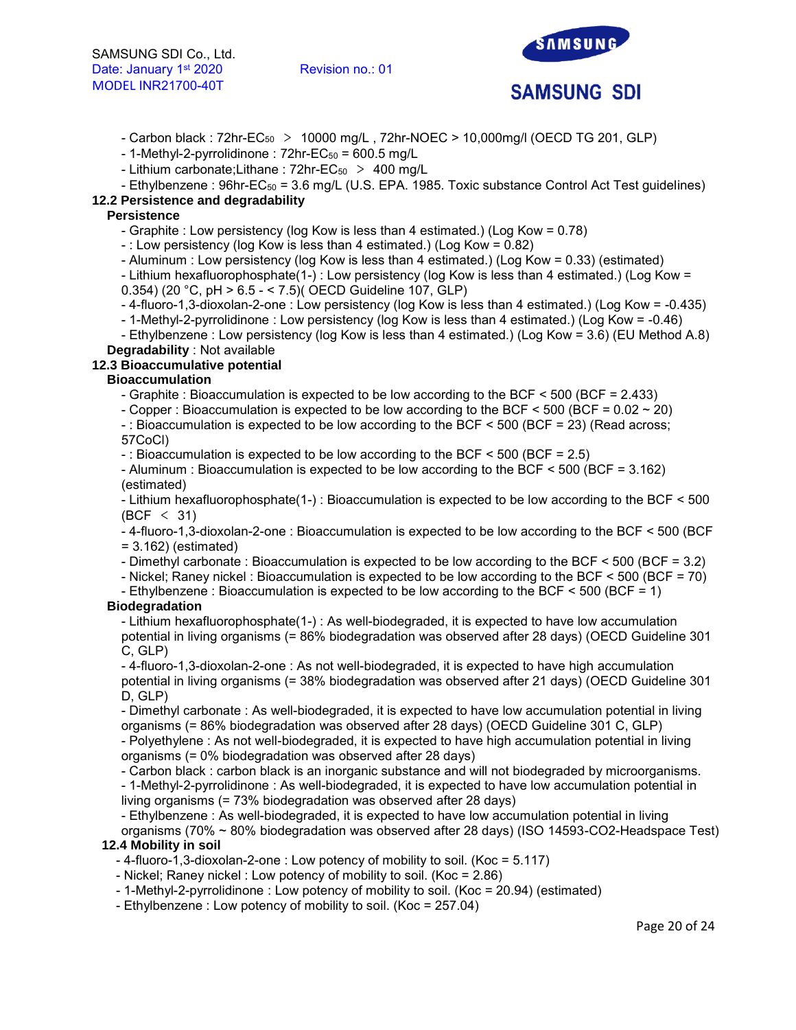- Carbon black : 72hr-$EC_{50}$ > 10000 mg/L , 72hr-NOEC > 10,000mg/l (OECD TG 201, GLP)
- 1-Methyl-2-pyrrolidinone : 72hr-$EC_{50}$ = 600.5 mg/L
- Lithium carbonate;Lithane : 72hr-$EC_{50}$ > 400 mg/L
- Ethylbenzene : 96hr-$EC_{50}$ = 3.6 mg/L (U.S. EPA. 1985. Toxic substance Control Act Test guidelines)

**12.2 Persistence and degradability**

**Persistence**

- Graphite : Low persistency (log Kow is less than 4 estimated.) (Log Kow = 0.78)
- : Low persistency (log Kow is less than 4 estimated.) (Log Kow = 0.82)
- Aluminum : Low persistency (log Kow is less than 4 estimated.) (Log Kow = 0.33) (estimated)
- Lithium hexafluorophosphate(1-) : Low persistency (log Kow is less than 4 estimated.) (Log Kow = 0.354) (20 °C, pH > 6.5 - < 7.5)( OECD Guideline 107, GLP)
- 4-fluoro-1,3-dioxolan-2-one : Low persistency (log Kow is less than 4 estimated.) (Log Kow = -0.435)
- 1-Methyl-2-pyrrolidinone : Low persistency (log Kow is less than 4 estimated.) (Log Kow = -0.46)
- Ethylbenzene : Low persistency (log Kow is less than 4 estimated.) (Log Kow = 3.6) (EU Method A.8)

**Degradability** : Not available

**12.3 Bioaccumulative potential**

**Bioaccumulation**

- Graphite : Bioaccumulation is expected to be low according to the BCF < 500 (BCF = 2.433)
- Copper : Bioaccumulation is expected to be low according to the BCF < 500 (BCF = 0.02 ~ 20)
- : Bioaccumulation is expected to be low according to the BCF < 500 (BCF = 23) (Read across; 57CoCl)
- : Bioaccumulation is expected to be low according to the BCF < 500 (BCF = 2.5)
- Aluminum : Bioaccumulation is expected to be low according to the BCF < 500 (BCF = 3.162) (estimated)
- Lithium hexafluorophosphate(1-) : Bioaccumulation is expected to be low according to the BCF < 500 (BCF < 31)
- 4-fluoro-1,3-dioxolan-2-one : Bioaccumulation is expected to be low according to the BCF < 500 (BCF = 3.162) (estimated)
- Dimethyl carbonate : Bioaccumulation is expected to be low according to the BCF < 500 (BCF = 3.2)
- Nickel; Raney nickel : Bioaccumulation is expected to be low according to the BCF < 500 (BCF = 70)
- Ethylbenzene : Bioaccumulation is expected to be low according to the BCF < 500 (BCF = 1)

**Biodegradation**

- Lithium hexafluorophosphate(1-) : As well-biodegraded, it is expected to have low accumulation potential in living organisms (= 86% biodegradation was observed after 28 days) (OECD Guideline 301 C, GLP)
- 4-fluoro-1,3-dioxolan-2-one : As not well-biodegraded, it is expected to have high accumulation potential in living organisms (= 38% biodegradation was observed after 21 days) (OECD Guideline 301 D, GLP)
- Dimethyl carbonate : As well-biodegraded, it is expected to have low accumulation potential in living organisms (= 86% biodegradation was observed after 28 days) (OECD Guideline 301 C, GLP)
- Polyethylene : As not well-biodegraded, it is expected to have high accumulation potential in living organisms (= 0% biodegradation was observed after 28 days)
- Carbon black : carbon black is an inorganic substance and will not biodegraded by microorganisms.
- 1-Methyl-2-pyrrolidinone : As well-biodegraded, it is expected to have low accumulation potential in living organisms (= 73% biodegradation was observed after 28 days)
- Ethylbenzene : As well-biodegraded, it is expected to have low accumulation potential in living organisms (70% ~ 80% biodegradation was observed after 28 days) (ISO 14593-CO2-Headspace Test)

**12.4 Mobility in soil**

- 4-fluoro-1,3-dioxolan-2-one : Low potency of mobility to soil. (Koc = 5.117)
- Nickel; Raney nickel : Low potency of mobility to soil. (Koc = 2.86)
- 1-Methyl-2-pyrrolidinone : Low potency of mobility to soil. (Koc = 20.94) (estimated)
- Ethylbenzene : Low potency of mobility to soil. (Koc = 257.04)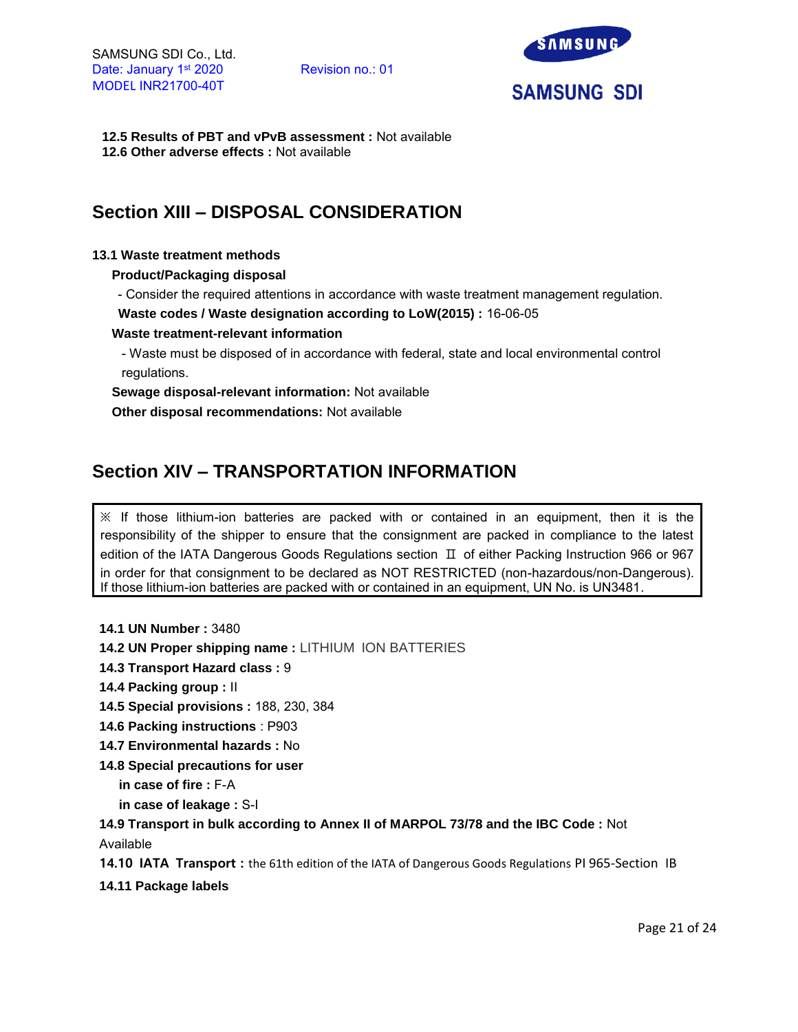**12.5 Results of PBT and vPvB assessment :** Not available
**12.6 Other adverse effects :** Not available

## Section XIII – DISPOSAL CONSIDERATION

**13.1 Waste treatment methods**

**Product/Packaging disposal**

- Consider the required attentions in accordance with waste treatment management regulation.

**Waste codes / Waste designation according to LoW(2015) :** 16-06-05

**Waste treatment-relevant information**

- Waste must be disposed of in accordance with federal, state and local environmental control regulations.

**Sewage disposal-relevant information:** Not available

**Other disposal recommendations:** Not available

## Section XIV – TRANSPORTATION INFORMATION

> ※ If those lithium-ion batteries are packed with or contained in an equipment, then it is the responsibility of the shipper to ensure that the consignment are packed in compliance to the latest edition of the IATA Dangerous Goods Regulations section Ⅱ of either Packing Instruction 966 or 967 in order for that consignment to be declared as NOT RESTRICTED (non-hazardous/non-Dangerous). If those lithium-ion batteries are packed with or contained in an equipment, UN No. is UN3481.

**14.1 UN Number :** 3480

**14.2 UN Proper shipping name :** LITHIUM ION BATTERIES

**14.3 Transport Hazard class :** 9

**14.4 Packing group :** II

**14.5 Special provisions :** 188, 230, 384

**14.6 Packing instructions** : P903

**14.7 Environmental hazards :** No

**14.8 Special precautions for user**

**in case of fire :** F-A

**in case of leakage :** S-I

**14.9 Transport in bulk according to Annex II of MARPOL 73/78 and the IBC Code :** Not Available

**14.10 IATA Transport :** the 61th edition of the IATA of Dangerous Goods Regulations PI 965-Section IB

**14.11 Package labels**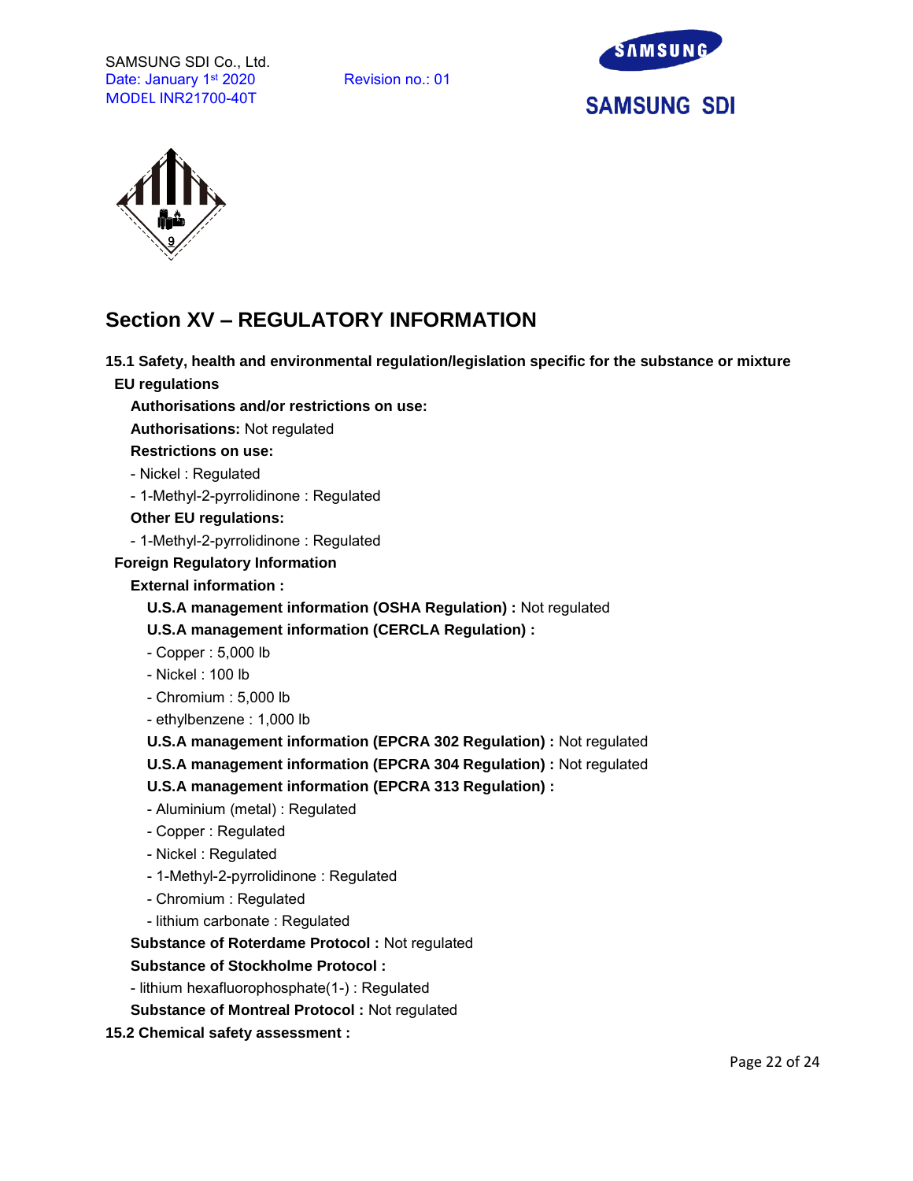## Section XV – REGULATORY INFORMATION

**15.1 Safety, health and environmental regulation/legislation specific for the substance or mixture**

**EU regulations**

**Authorisations and/or restrictions on use:**

**Authorisations:** Not regulated

**Restrictions on use:**

- Nickel : Regulated
- 1-Methyl-2-pyrrolidinone : Regulated

**Other EU regulations:**

- 1-Methyl-2-pyrrolidinone : Regulated

**Foreign Regulatory Information**

**External information :**

**U.S.A management information (OSHA Regulation) :** Not regulated

**U.S.A management information (CERCLA Regulation) :**

- Copper : 5,000 lb
- Nickel : 100 lb
- Chromium : 5,000 lb
- ethylbenzene : 1,000 lb

**U.S.A management information (EPCRA 302 Regulation) :** Not regulated

**U.S.A management information (EPCRA 304 Regulation) :** Not regulated

**U.S.A management information (EPCRA 313 Regulation) :**

- Aluminium (metal) : Regulated
- Copper : Regulated
- Nickel : Regulated
- 1-Methyl-2-pyrrolidinone : Regulated
- Chromium : Regulated
- lithium carbonate : Regulated

**Substance of Roterdame Protocol :** Not regulated

**Substance of Stockholme Protocol :**

- lithium hexafluorophosphate(1-) : Regulated

**Substance of Montreal Protocol :** Not regulated

**15.2 Chemical safety assessment :**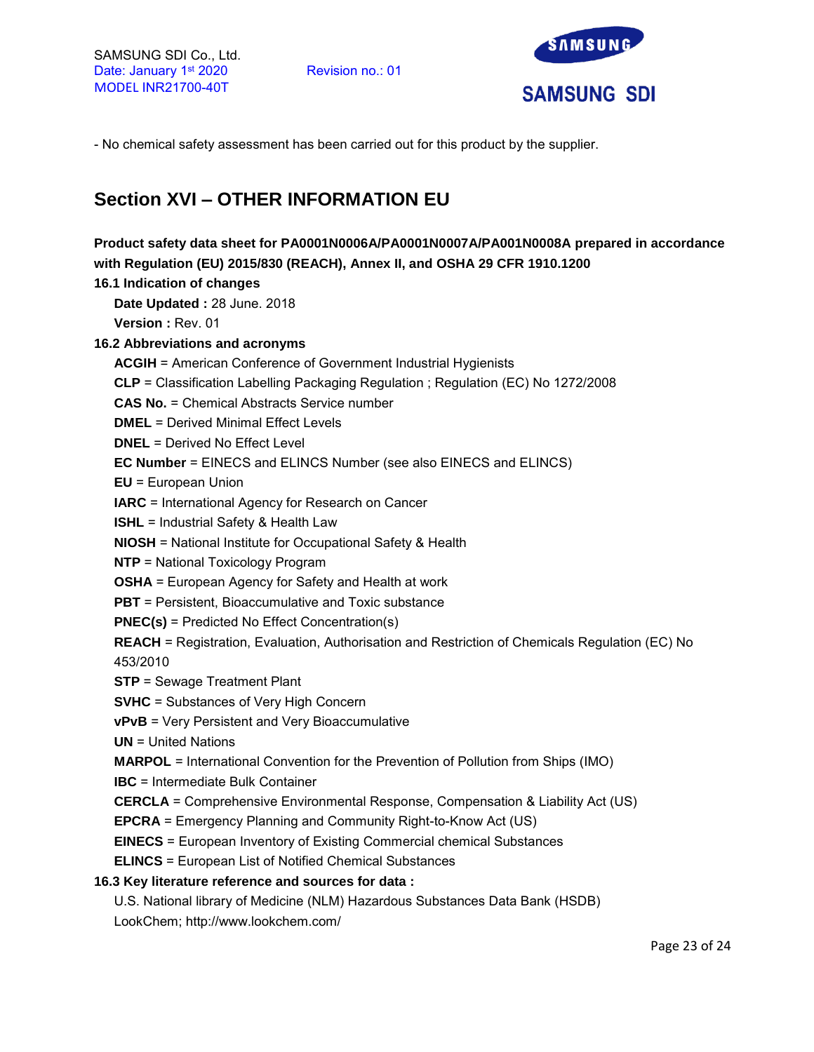- No chemical safety assessment has been carried out for this product by the supplier.

## Section XVI – OTHER INFORMATION EU

**Product safety data sheet for PA0001N0006A/PA0001N0007A/PA001N0008A prepared in accordance with Regulation (EU) 2015/830 (REACH), Annex II, and OSHA 29 CFR 1910.1200**

**16.1 Indication of changes**

**Date Updated :** 28 June. 2018

**Version :** Rev. 01

**16.2 Abbreviations and acronyms**

**ACGIH** = American Conference of Government Industrial Hygienists

**CLP** = Classification Labelling Packaging Regulation ; Regulation (EC) No 1272/2008

**CAS No.** = Chemical Abstracts Service number

**DMEL** = Derived Minimal Effect Levels

**DNEL** = Derived No Effect Level

**EC Number** = EINECS and ELINCS Number (see also EINECS and ELINCS)

**EU** = European Union

**IARC** = International Agency for Research on Cancer

**ISHL** = Industrial Safety & Health Law

**NIOSH** = National Institute for Occupational Safety & Health

**NTP** = National Toxicology Program

**OSHA** = European Agency for Safety and Health at work

**PBT** = Persistent, Bioaccumulative and Toxic substance

**PNEC(s)** = Predicted No Effect Concentration(s)

**REACH** = Registration, Evaluation, Authorisation and Restriction of Chemicals Regulation (EC) No 453/2010

**STP** = Sewage Treatment Plant

**SVHC** = Substances of Very High Concern

**vPvB** = Very Persistent and Very Bioaccumulative

**UN** = United Nations

**MARPOL** = International Convention for the Prevention of Pollution from Ships (IMO)

**IBC** = Intermediate Bulk Container

**CERCLA** = Comprehensive Environmental Response, Compensation & Liability Act (US)

**EPCRA** = Emergency Planning and Community Right-to-Know Act (US)

**EINECS** = European Inventory of Existing Commercial chemical Substances

**ELINCS** = European List of Notified Chemical Substances

**16.3 Key literature reference and sources for data :**

U.S. National library of Medicine (NLM) Hazardous Substances Data Bank (HSDB)

LookChem; http://www.lookchem.com/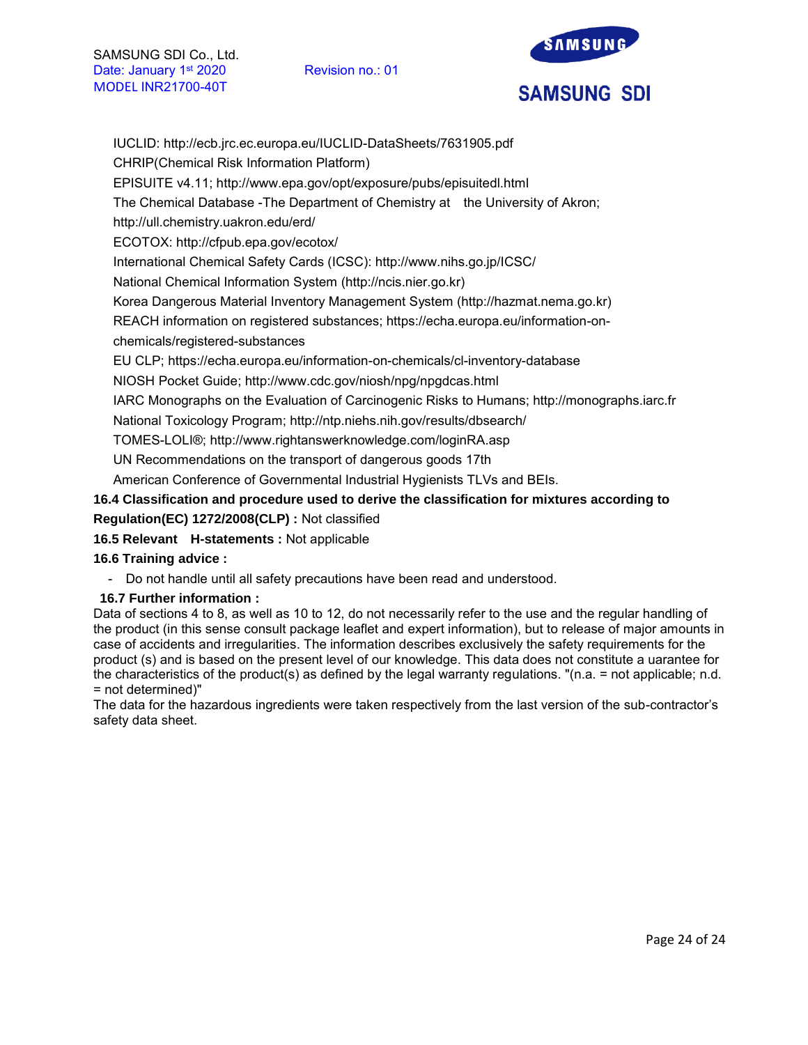IUCLID: http://ecb.jrc.ec.europa.eu/IUCLID-DataSheets/7631905.pdf

CHRIP(Chemical Risk Information Platform)

EPISUITE v4.11; http://www.epa.gov/opt/exposure/pubs/episuitedl.html

The Chemical Database -The Department of Chemistry at the University of Akron; http://ull.chemistry.uakron.edu/erd/

ECOTOX: http://cfpub.epa.gov/ecotox/

International Chemical Safety Cards (ICSC): http://www.nihs.go.jp/ICSC/

National Chemical Information System (http://ncis.nier.go.kr)

Korea Dangerous Material Inventory Management System (http://hazmat.nema.go.kr)

REACH information on registered substances; https://echa.europa.eu/information-on-chemicals/registered-substances

EU CLP; https://echa.europa.eu/information-on-chemicals/cl-inventory-database

NIOSH Pocket Guide; http://www.cdc.gov/niosh/npg/npgdcas.html

IARC Monographs on the Evaluation of Carcinogenic Risks to Humans; http://monographs.iarc.fr

National Toxicology Program; http://ntp.niehs.nih.gov/results/dbsearch/

TOMES-LOLI®; http://www.rightanswerknowledge.com/loginRA.asp

UN Recommendations on the transport of dangerous goods 17th

American Conference of Governmental Industrial Hygienists TLVs and BEIs.

**16.4 Classification and procedure used to derive the classification for mixtures according to Regulation(EC) 1272/2008(CLP) :** Not classified

**16.5 Relevant H-statements :** Not applicable

**16.6 Training advice :**

- Do not handle until all safety precautions have been read and understood.

**16.7 Further information :**

Data of sections 4 to 8, as well as 10 to 12, do not necessarily refer to the use and the regular handling of the product (in this sense consult package leaflet and expert information), but to release of major amounts in case of accidents and irregularities. The information describes exclusively the safety requirements for the product (s) and is based on the present level of our knowledge. This data does not constitute a uarantee for the characteristics of the product(s) as defined by the legal warranty regulations. "(n.a. = not applicable; n.d. = not determined)"

The data for the hazardous ingredients were taken respectively from the last version of the sub-contractor's safety data sheet.